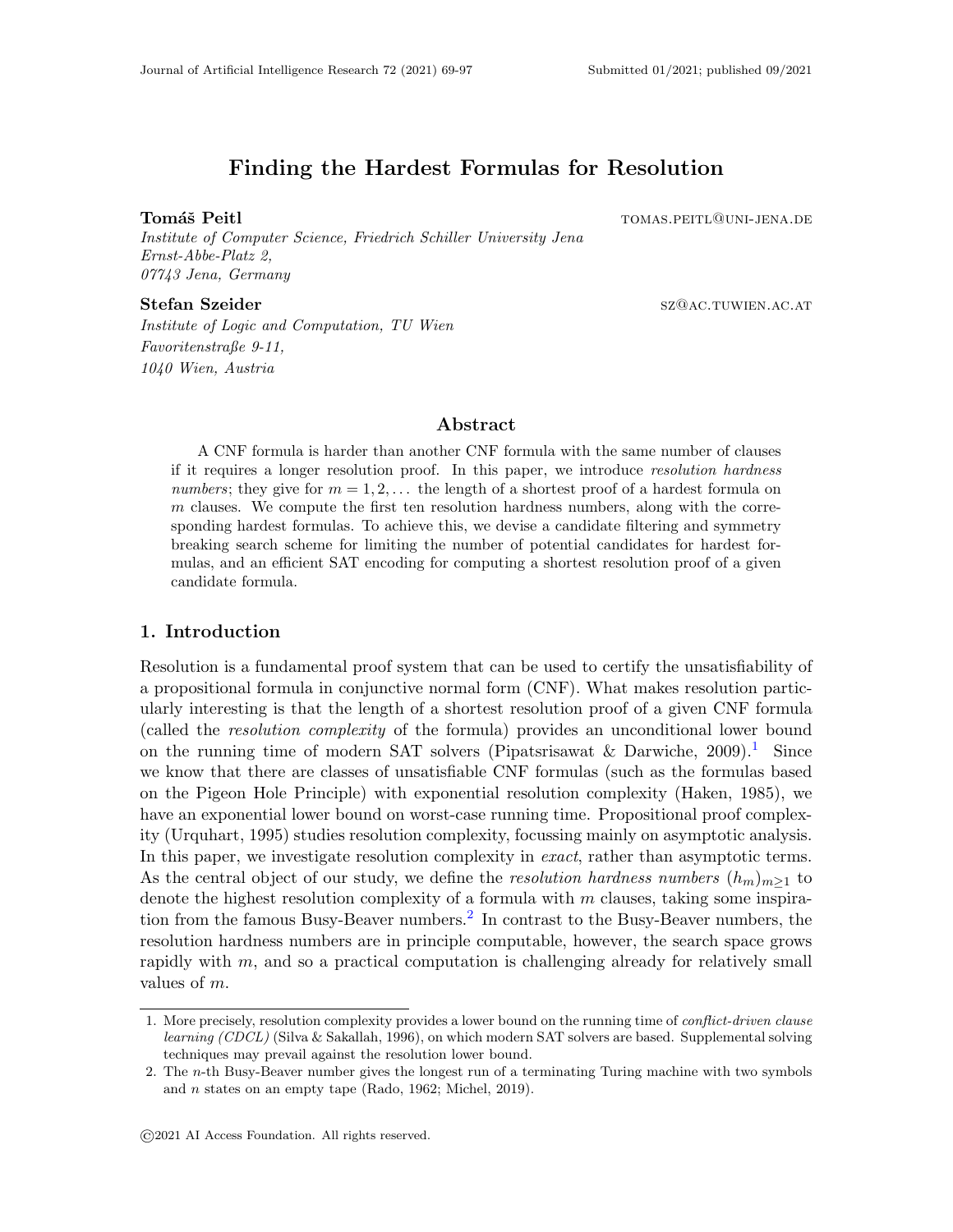# Finding the Hardest Formulas for Resolution

**Tomáš Peitl** TOMAS.PEITL@UNI-JENA.DE

*Institute of Computer Science, Friedrich Schiller University Jena*
*Ernst-Abbe-Platz 2,*
*07743 Jena, Germany*

**Stefan Szeider** SZ@AC.TUWIEN.AC.AT

*Institute of Logic and Computation, TU Wien*
*Favoritenstraße 9-11,*
*1040 Wien, Austria*

## Abstract

A CNF formula is harder than another CNF formula with the same number of clauses if it requires a longer resolution proof. In this paper, we introduce *resolution hardness numbers*; they give for $m = 1, 2, \ldots$ the length of a shortest proof of a hardest formula on $m$ clauses. We compute the first ten resolution hardness numbers, along with the corresponding hardest formulas. To achieve this, we devise a candidate filtering and symmetry breaking search scheme for limiting the number of potential candidates for hardest formulas, and an efficient SAT encoding for computing a shortest resolution proof of a given candidate formula.

## 1. Introduction

Resolution is a fundamental proof system that can be used to certify the unsatisfiability of a propositional formula in conjunctive normal form (CNF). What makes resolution particularly interesting is that the length of a shortest resolution proof of a given CNF formula (called the *resolution complexity* of the formula) provides an unconditional lower bound on the running time of modern SAT solvers (Pipatsrisawat & Darwiche, 2009).[1] Since we know that there are classes of unsatisfiable CNF formulas (such as the formulas based on the Pigeon Hole Principle) with exponential resolution complexity (Haken, 1985), we have an exponential lower bound on worst-case running time. Propositional proof complexity (Urquhart, 1995) studies resolution complexity, focussing mainly on asymptotic analysis. In this paper, we investigate resolution complexity in *exact*, rather than asymptotic terms. As the central object of our study, we define the *resolution hardness numbers* $(h_m)_{m \geq 1}$ to denote the highest resolution complexity of a formula with $m$ clauses, taking some inspiration from the famous Busy-Beaver numbers.[2] In contrast to the Busy-Beaver numbers, the resolution hardness numbers are in principle computable, however, the search space grows rapidly with $m$, and so a practical computation is challenging already for relatively small values of $m$.

1. More precisely, resolution complexity provides a lower bound on the running time of *conflict-driven clause learning (CDCL)* (Silva & Sakallah, 1996), on which modern SAT solvers are based. Supplemental solving techniques may prevail against the resolution lower bound.

2. The $n$-th Busy-Beaver number gives the longest run of a terminating Turing machine with two symbols and $n$ states on an empty tape (Rado, 1962; Michel, 2019).

©2021 AI Access Foundation. All rights reserved.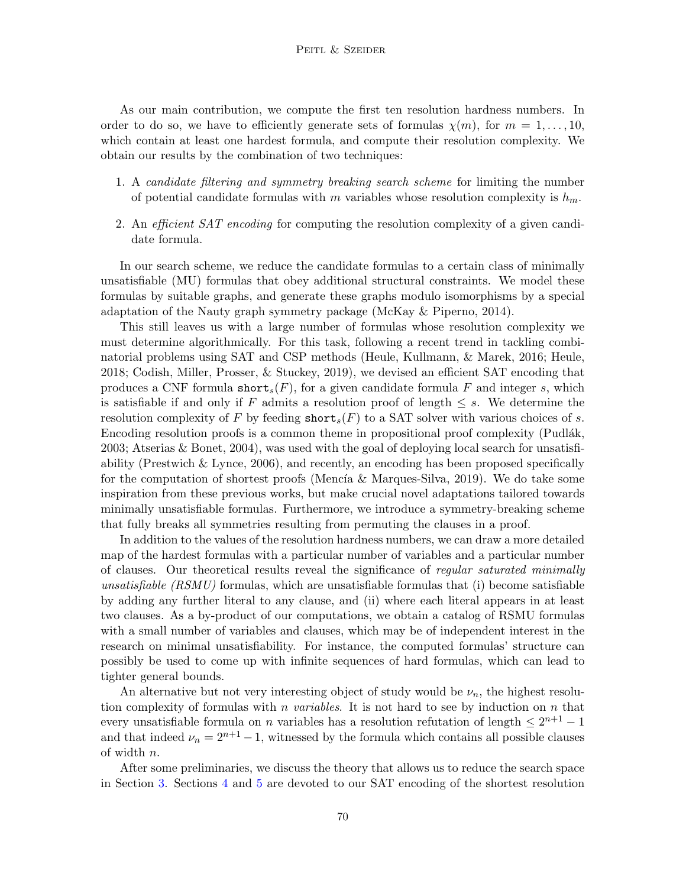As our main contribution, we compute the first ten resolution hardness numbers. In order to do so, we have to efficiently generate sets of formulas $\chi(m)$, for $m = 1, \ldots, 10$, which contain at least one hardest formula, and compute their resolution complexity. We obtain our results by the combination of two techniques:

1. A *candidate filtering and symmetry breaking search scheme* for limiting the number of potential candidate formulas with $m$ variables whose resolution complexity is $h_m$.
2. An *efficient SAT encoding* for computing the resolution complexity of a given candidate formula.

In our search scheme, we reduce the candidate formulas to a certain class of minimally unsatisfiable (MU) formulas that obey additional structural constraints. We model these formulas by suitable graphs, and generate these graphs modulo isomorphisms by a special adaptation of the Nauty graph symmetry package (McKay & Piperno, 2014).

This still leaves us with a large number of formulas whose resolution complexity we must determine algorithmically. For this task, following a recent trend in tackling combinatorial problems using SAT and CSP methods (Heule, Kullmann, & Marek, 2016; Heule, 2018; Codish, Miller, Prosser, & Stuckey, 2019), we devised an efficient SAT encoding that produces a CNF formula $\texttt{short}_s(F)$, for a given candidate formula $F$ and integer $s$, which is satisfiable if and only if $F$ admits a resolution proof of length $\leq s$. We determine the resolution complexity of $F$ by feeding $\texttt{short}_s(F)$ to a SAT solver with various choices of $s$. Encoding resolution proofs is a common theme in propositional proof complexity (Pudlák, 2003; Atserias & Bonet, 2004), was used with the goal of deploying local search for unsatisfiability (Prestwich & Lynce, 2006), and recently, an encoding has been proposed specifically for the computation of shortest proofs (Mencía & Marques-Silva, 2019). We do take some inspiration from these previous works, but make crucial novel adaptations tailored towards minimally unsatisfiable formulas. Furthermore, we introduce a symmetry-breaking scheme that fully breaks all symmetries resulting from permuting the clauses in a proof.

In addition to the values of the resolution hardness numbers, we can draw a more detailed map of the hardest formulas with a particular number of variables and a particular number of clauses. Our theoretical results reveal the significance of *regular saturated minimally unsatisfiable (RSMU)* formulas, which are unsatisfiable formulas that (i) become satisfiable by adding any further literal to any clause, and (ii) where each literal appears in at least two clauses. As a by-product of our computations, we obtain a catalog of RSMU formulas with a small number of variables and clauses, which may be of independent interest in the research on minimal unsatisfiability. For instance, the computed formulas' structure can possibly be used to come up with infinite sequences of hard formulas, which can lead to tighter general bounds.

An alternative but not very interesting object of study would be $\nu_n$, the highest resolution complexity of formulas with $n$ *variables*. It is not hard to see by induction on $n$ that every unsatisfiable formula on $n$ variables has a resolution refutation of length $\leq 2^{n+1} - 1$ and that indeed $\nu_n = 2^{n+1} - 1$, witnessed by the formula which contains all possible clauses of width $n$.

After some preliminaries, we discuss the theory that allows us to reduce the search space in Section 3. Sections 4 and 5 are devoted to our SAT encoding of the shortest resolution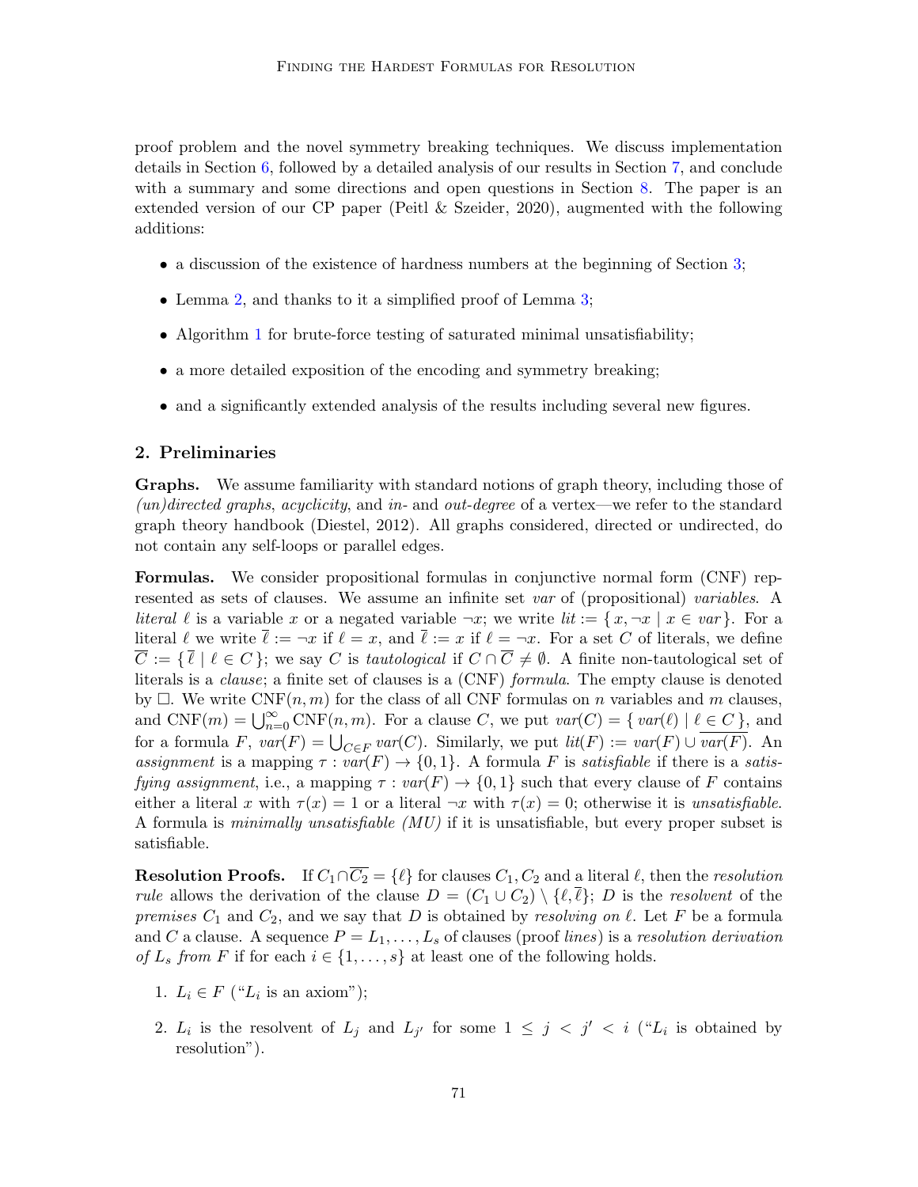proof problem and the novel symmetry breaking techniques. We discuss implementation details in Section 6, followed by a detailed analysis of our results in Section 7, and conclude with a summary and some directions and open questions in Section 8. The paper is an extended version of our CP paper (Peitl & Szeider, 2020), augmented with the following additions:

- a discussion of the existence of hardness numbers at the beginning of Section 3;
- Lemma 2, and thanks to it a simplified proof of Lemma 3;
- Algorithm 1 for brute-force testing of saturated minimal unsatisfiability;
- a more detailed exposition of the encoding and symmetry breaking;
- and a significantly extended analysis of the results including several new figures.

## 2. Preliminaries

**Graphs.** We assume familiarity with standard notions of graph theory, including those of *(un)directed graphs*, *acyclicity*, and *in-* and *out-degree* of a vertex—we refer to the standard graph theory handbook (Diestel, 2012). All graphs considered, directed or undirected, do not contain any self-loops or parallel edges.

**Formulas.** We consider propositional formulas in conjunctive normal form (CNF) represented as sets of clauses. We assume an infinite set *var* of (propositional) *variables*. A *literal* $\ell$ is a variable $x$ or a negated variable $\neg x$; we write $lit := \{ x, \neg x \mid x \in var \}$. For a literal $\ell$ we write $\overline{\ell} := \neg x$ if $\ell = x$, and $\overline{\ell} := x$ if $\ell = \neg x$. For a set $C$ of literals, we define $\overline{C} := \{ \overline{\ell} \mid \ell \in C \}$; we say $C$ is *tautological* if $C \cap \overline{C} \neq \emptyset$. A finite non-tautological set of literals is a *clause*; a finite set of clauses is a (CNF) *formula*. The empty clause is denoted by $\square$. We write $\mathrm{CNF}(n, m)$ for the class of all CNF formulas on $n$ variables and $m$ clauses, and $\mathrm{CNF}(m) = \bigcup_{n=0}^{\infty} \mathrm{CNF}(n, m)$. For a clause $C$, we put $var(C) = \{ var(\ell) \mid \ell \in C \}$, and for a formula $F$, $var(F) = \bigcup_{C \in F} var(C)$. Similarly, we put $lit(F) := var(F) \cup \overline{var(F)}$. An *assignment* is a mapping $\tau : var(F) \to \{0, 1\}$. A formula $F$ is *satisfiable* if there is a *satisfying assignment*, i.e., a mapping $\tau : var(F) \to \{0, 1\}$ such that every clause of $F$ contains either a literal $x$ with $\tau(x) = 1$ or a literal $\neg x$ with $\tau(x) = 0$; otherwise it is *unsatisfiable*. A formula is *minimally unsatisfiable (MU)* if it is unsatisfiable, but every proper subset is satisfiable.

**Resolution Proofs.** If $C_1 \cap \overline{C_2} = \{\ell\}$ for clauses $C_1, C_2$ and a literal $\ell$, then the *resolution rule* allows the derivation of the clause $D = (C_1 \cup C_2) \setminus \{\ell, \overline{\ell}\}$; $D$ is the *resolvent* of the *premises* $C_1$ and $C_2$, and we say that $D$ is obtained by *resolving on* $\ell$. Let $F$ be a formula and $C$ a clause. A sequence $P = L_1, \ldots, L_s$ of clauses (proof *lines*) is a *resolution derivation of* $L_s$ *from* $F$ if for each $i \in \{1, \ldots, s\}$ at least one of the following holds.

1. $L_i \in F$ ("$L_i$ is an axiom");
2. $L_i$ is the resolvent of $L_j$ and $L_{j'}$ for some $1 \leq j < j' < i$ ("$L_i$ is obtained by resolution").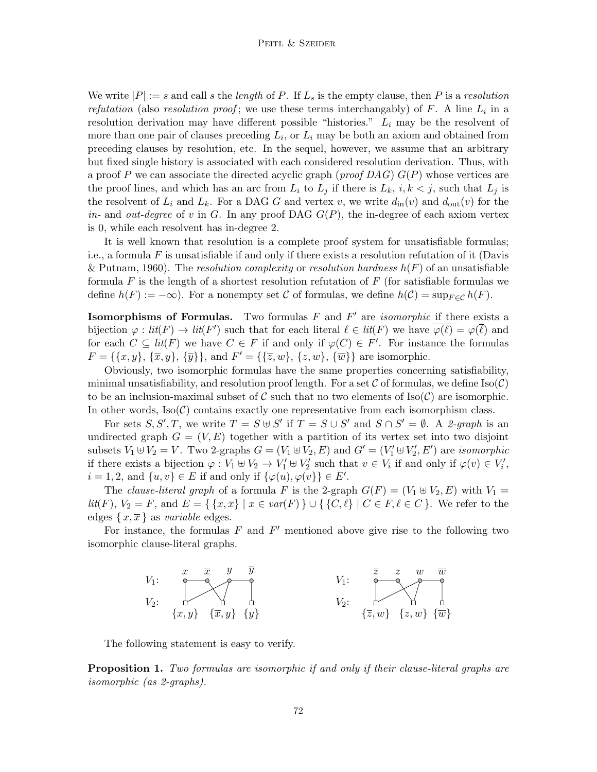We write $|P| := s$ and call $s$ the *length* of $P$. If $L_s$ is the empty clause, then $P$ is a *resolution refutation* (also *resolution proof*; we use these terms interchangably) of $F$. A line $L_i$ in a resolution derivation may have different possible "histories." $L_i$ may be the resolvent of more than one pair of clauses preceding $L_i$, or $L_i$ may be both an axiom and obtained from preceding clauses by resolution, etc. In the sequel, however, we assume that an arbitrary but fixed single history is associated with each considered resolution derivation. Thus, with a proof $P$ we can associate the directed acyclic graph (*proof DAG*) $G(P)$ whose vertices are the proof lines, and which has an arc from $L_i$ to $L_j$ if there is $L_k$, $i, k < j$, such that $L_j$ is the resolvent of $L_i$ and $L_k$. For a DAG $G$ and vertex $v$, we write $d_{\text{in}}(v)$ and $d_{\text{out}}(v)$ for the *in-* and *out-degree* of $v$ in $G$. In any proof DAG $G(P)$, the in-degree of each axiom vertex is 0, while each resolvent has in-degree 2.

It is well known that resolution is a complete proof system for unsatisfiable formulas; i.e., a formula $F$ is unsatisfiable if and only if there exists a resolution refutation of it (Davis & Putnam, 1960). The *resolution complexity* or *resolution hardness* $h(F)$ of an unsatisfiable formula $F$ is the length of a shortest resolution refutation of $F$ (for satisfiable formulas we define $h(F) := -\infty$). For a nonempty set $\mathcal{C}$ of formulas, we define $h(\mathcal{C}) = \sup_{F \in \mathcal{C}} h(F)$.

**Isomorphisms of Formulas.** Two formulas $F$ and $F'$ are *isomorphic* if there exists a bijection $\varphi : \mathit{lit}(F) \to \mathit{lit}(F')$ such that for each literal $\ell \in \mathit{lit}(F)$ we have $\overline{\varphi(\ell)} = \varphi(\overline{\ell})$ and for each $C \subseteq \mathit{lit}(F)$ we have $C \in F$ if and only if $\varphi(C) \in F'$. For instance the formulas $F = \{\{x, y\}, \{\overline{x}, y\}, \{\overline{y}\}\}$, and $F' = \{\{\overline{z}, w\}, \{z, w\}, \{\overline{w}\}\}$ are isomorphic.

Obviously, two isomorphic formulas have the same properties concerning satisfiability, minimal unsatisfiability, and resolution proof length. For a set $\mathcal{C}$ of formulas, we define $\mathrm{Iso}(\mathcal{C})$ to be an inclusion-maximal subset of $\mathcal{C}$ such that no two elements of $\mathrm{Iso}(\mathcal{C})$ are isomorphic. In other words, $\mathrm{Iso}(\mathcal{C})$ contains exactly one representative from each isomorphism class.

For sets $S, S', T$, we write $T = S \uplus S'$ if $T = S \cup S'$ and $S \cap S' = \emptyset$. A *2-graph* is an undirected graph $G = (V, E)$ together with a partition of its vertex set into two disjoint subsets $V_1 \uplus V_2 = V$. Two 2-graphs $G = (V_1 \uplus V_2, E)$ and $G' = (V_1' \uplus V_2', E')$ are *isomorphic* if there exists a bijection $\varphi : V_1 \uplus V_2 \to V_1' \uplus V_2'$ such that $v \in V_i$ if and only if $\varphi(v) \in V_i'$, $i = 1, 2$, and $\{u, v\} \in E$ if and only if $\{\varphi(u), \varphi(v)\} \in E'$.

The *clause-literal graph* of a formula $F$ is the 2-graph $G(F) = (V_1 \uplus V_2, E)$ with $V_1 = \mathit{lit}(F)$, $V_2 = F$, and $E = \{\, \{x, \overline{x}\} \mid x \in \mathit{var}(F) \,\} \cup \{\, \{C, \ell\} \mid C \in F, \ell \in C \,\}$. We refer to the edges $\{\, x, \overline{x} \,\}$ as *variable* edges.

For instance, the formulas $F$ and $F'$ mentioned above give rise to the following two isomorphic clause-literal graphs.

$V_1$: $x$ $\overline{x}$ $y$ $\overline{y}$
$V_2$: $\{x, y\}$ $\{\overline{x}, y\}$ $\{y\}$

$V_1$: $\overline{z}$ $z$ $w$ $\overline{w}$
$V_2$: $\{\overline{z}, w\}$ $\{z, w\}$ $\{\overline{w}\}$

The following statement is easy to verify.

**Proposition 1.** *Two formulas are isomorphic if and only if their clause-literal graphs are isomorphic (as 2-graphs).*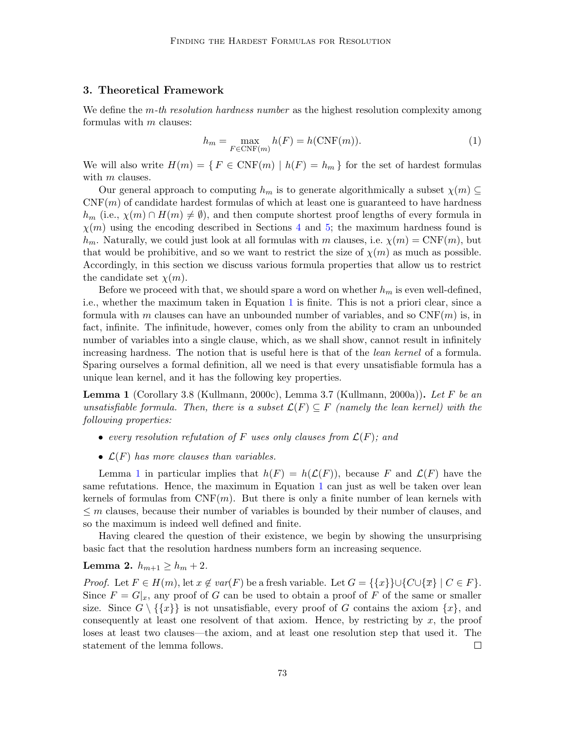## 3. Theoretical Framework

We define the *m-th resolution hardness number* as the highest resolution complexity among formulas with $m$ clauses:

$$h_m = \max_{F \in \mathrm{CNF}(m)} h(F) = h(\mathrm{CNF}(m)). \tag{1}$$

We will also write $H(m) = \{ F \in \mathrm{CNF}(m) \mid h(F) = h_m \}$ for the set of hardest formulas with $m$ clauses.

Our general approach to computing $h_m$ is to generate algorithmically a subset $\chi(m) \subseteq \mathrm{CNF}(m)$ of candidate hardest formulas of which at least one is guaranteed to have hardness $h_m$ (i.e., $\chi(m) \cap H(m) \neq \emptyset$), and then compute shortest proof lengths of every formula in $\chi(m)$ using the encoding described in Sections 4 and 5; the maximum hardness found is $h_m$. Naturally, we could just look at all formulas with $m$ clauses, i.e. $\chi(m) = \mathrm{CNF}(m)$, but that would be prohibitive, and so we want to restrict the size of $\chi(m)$ as much as possible. Accordingly, in this section we discuss various formula properties that allow us to restrict the candidate set $\chi(m)$.

Before we proceed with that, we should spare a word on whether $h_m$ is even well-defined, i.e., whether the maximum taken in Equation 1 is finite. This is not a priori clear, since a formula with $m$ clauses can have an unbounded number of variables, and so $\mathrm{CNF}(m)$ is, in fact, infinite. The infinitude, however, comes only from the ability to cram an unbounded number of variables into a single clause, which, as we shall show, cannot result in infinitely increasing hardness. The notion that is useful here is that of the *lean kernel* of a formula. Sparing ourselves a formal definition, all we need is that every unsatisfiable formula has a unique lean kernel, and it has the following key properties.

**Lemma 1** (Corollary 3.8 (Kullmann, 2000c), Lemma 3.7 (Kullmann, 2000a))**.** *Let $F$ be an unsatisfiable formula. Then, there is a subset $\mathcal{L}(F) \subseteq F$ (namely the lean kernel) with the following properties:*

- *every resolution refutation of $F$ uses only clauses from $\mathcal{L}(F)$; and*
- *$\mathcal{L}(F)$ has more clauses than variables.*

Lemma 1 in particular implies that $h(F) = h(\mathcal{L}(F))$, because $F$ and $\mathcal{L}(F)$ have the same refutations. Hence, the maximum in Equation 1 can just as well be taken over lean kernels of formulas from $\mathrm{CNF}(m)$. But there is only a finite number of lean kernels with $\leq m$ clauses, because their number of variables is bounded by their number of clauses, and so the maximum is indeed well defined and finite.

Having cleared the question of their existence, we begin by showing the unsurprising basic fact that the resolution hardness numbers form an increasing sequence.

**Lemma 2.** $h_{m+1} \geq h_m + 2$.

*Proof.* Let $F \in H(m)$, let $x \notin var(F)$ be a fresh variable. Let $G = \{\{x\}\} \cup \{C \cup \{\overline{x}\} \mid C \in F\}$. Since $F = G|_x$, any proof of $G$ can be used to obtain a proof of $F$ of the same or smaller size. Since $G \setminus \{\{x\}\}$ is not unsatisfiable, every proof of $G$ contains the axiom $\{x\}$, and consequently at least one resolvent of that axiom. Hence, by restricting by $x$, the proof loses at least two clauses—the axiom, and at least one resolution step that used it. The statement of the lemma follows. ∎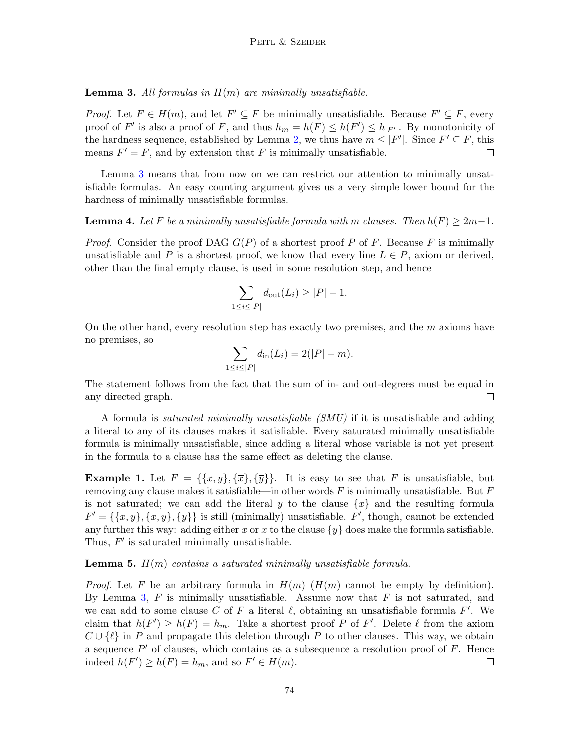**Lemma 3.** *All formulas in $H(m)$ are minimally unsatisfiable.*

*Proof.* Let $F \in H(m)$, and let $F' \subseteq F$ be minimally unsatisfiable. Because $F' \subseteq F$, every proof of $F'$ is also a proof of $F$, and thus $h_m = h(F) \leq h(F') \leq h_{|F'|}$. By monotonicity of the hardness sequence, established by Lemma 2, we thus have $m \leq |F'|$. Since $F' \subseteq F$, this means $F' = F$, and by extension that $F$ is minimally unsatisfiable. ☐

Lemma 3 means that from now on we can restrict our attention to minimally unsatisfiable formulas. An easy counting argument gives us a very simple lower bound for the hardness of minimally unsatisfiable formulas.

**Lemma 4.** *Let $F$ be a minimally unsatisfiable formula with $m$ clauses. Then $h(F) \geq 2m-1$.*

*Proof.* Consider the proof DAG $G(P)$ of a shortest proof $P$ of $F$. Because $F$ is minimally unsatisfiable and $P$ is a shortest proof, we know that every line $L \in P$, axiom or derived, other than the final empty clause, is used in some resolution step, and hence

$$\sum_{1 \leq i \leq |P|} d_{\text{out}}(L_i) \geq |P| - 1.$$

On the other hand, every resolution step has exactly two premises, and the $m$ axioms have no premises, so

$$\sum_{1 \leq i \leq |P|} d_{\text{in}}(L_i) = 2(|P| - m).$$

The statement follows from the fact that the sum of in- and out-degrees must be equal in any directed graph. ☐

A formula is *saturated minimally unsatisfiable (SMU)* if it is unsatisfiable and adding a literal to any of its clauses makes it satisfiable. Every saturated minimally unsatisfiable formula is minimally unsatisfiable, since adding a literal whose variable is not yet present in the formula to a clause has the same effect as deleting the clause.

**Example 1.** Let $F = \{\{x, y\}, \{\overline{x}\}, \{\overline{y}\}\}$. It is easy to see that $F$ is unsatisfiable, but removing any clause makes it satisfiable—in other words $F$ is minimally unsatisfiable. But $F$ is not saturated; we can add the literal $y$ to the clause $\{\overline{x}\}$ and the resulting formula $F' = \{\{x, y\}, \{\overline{x}, y\}, \{\overline{y}\}\}$ is still (minimally) unsatisfiable. $F'$, though, cannot be extended any further this way: adding either $x$ or $\overline{x}$ to the clause $\{\overline{y}\}$ does make the formula satisfiable. Thus, $F'$ is saturated minimally unsatisfiable.

**Lemma 5.** *$H(m)$ contains a saturated minimally unsatisfiable formula.*

*Proof.* Let $F$ be an arbitrary formula in $H(m)$ ($H(m)$ cannot be empty by definition). By Lemma 3, $F$ is minimally unsatisfiable. Assume now that $F$ is not saturated, and we can add to some clause $C$ of $F$ a literal $\ell$, obtaining an unsatisfiable formula $F'$. We claim that $h(F') \geq h(F) = h_m$. Take a shortest proof $P$ of $F'$. Delete $\ell$ from the axiom $C \cup \{\ell\}$ in $P$ and propagate this deletion through $P$ to other clauses. This way, we obtain a sequence $P'$ of clauses, which contains as a subsequence a resolution proof of $F$. Hence indeed $h(F') \geq h(F) = h_m$, and so $F' \in H(m)$. ☐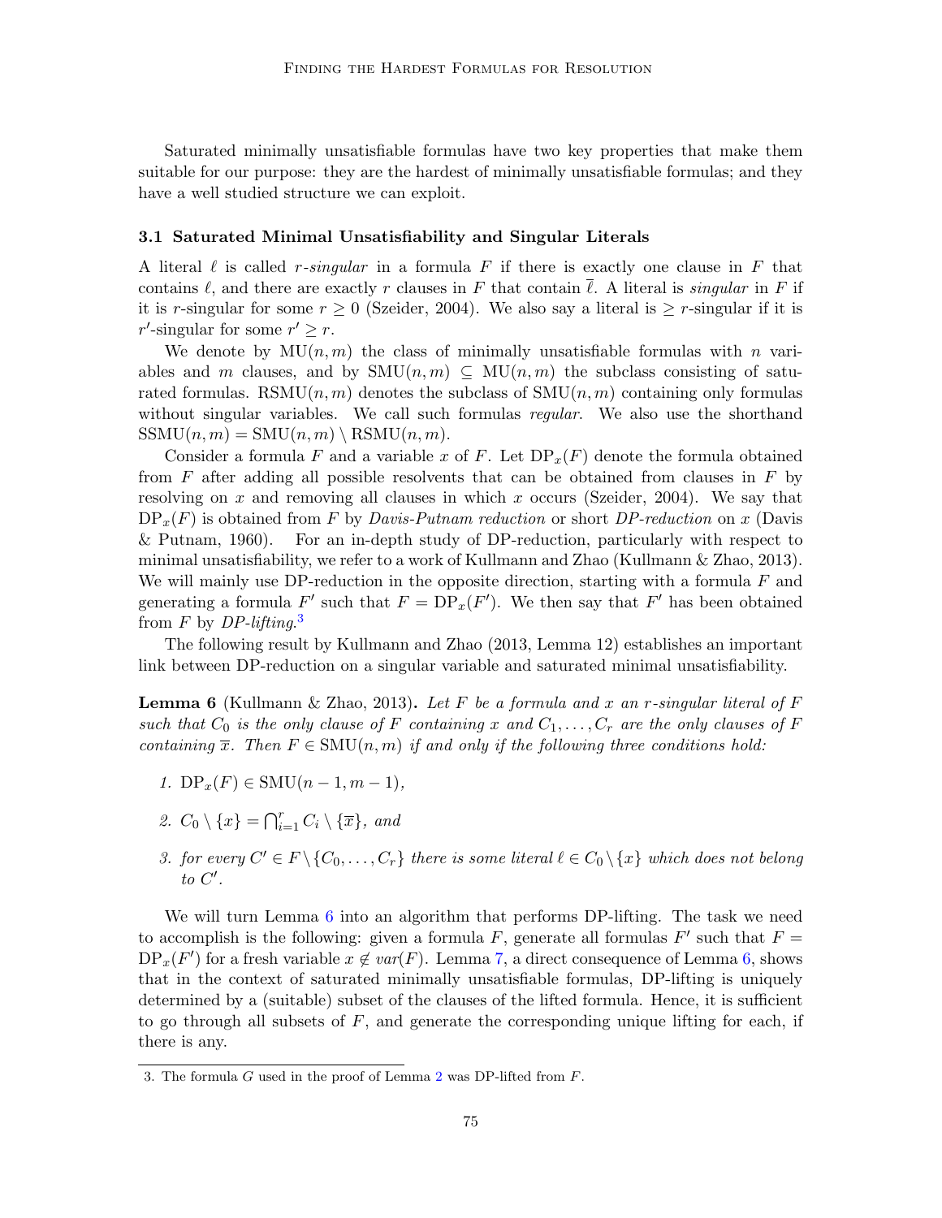Saturated minimally unsatisfiable formulas have two key properties that make them suitable for our purpose: they are the hardest of minimally unsatisfiable formulas; and they have a well studied structure we can exploit.

### 3.1 Saturated Minimal Unsatisfiability and Singular Literals

A literal $\ell$ is called *r-singular* in a formula $F$ if there is exactly one clause in $F$ that contains $\ell$, and there are exactly $r$ clauses in $F$ that contain $\overline{\ell}$. A literal is *singular* in $F$ if it is $r$-singular for some $r \geq 0$ (Szeider, 2004). We also say a literal is $\geq r$-singular if it is $r'$-singular for some $r' \geq r$.

We denote by $\mathrm{MU}(n, m)$ the class of minimally unsatisfiable formulas with $n$ variables and $m$ clauses, and by $\mathrm{SMU}(n, m) \subseteq \mathrm{MU}(n, m)$ the subclass consisting of saturated formulas. $\mathrm{RSMU}(n, m)$ denotes the subclass of $\mathrm{SMU}(n, m)$ containing only formulas without singular variables. We call such formulas *regular*. We also use the shorthand $\mathrm{SSMU}(n, m) = \mathrm{SMU}(n, m) \setminus \mathrm{RSMU}(n, m)$.

Consider a formula $F$ and a variable $x$ of $F$. Let $\mathrm{DP}_x(F)$ denote the formula obtained from $F$ after adding all possible resolvents that can be obtained from clauses in $F$ by resolving on $x$ and removing all clauses in which $x$ occurs (Szeider, 2004). We say that $\mathrm{DP}_x(F)$ is obtained from $F$ by *Davis-Putnam reduction* or short *DP-reduction* on $x$ (Davis & Putnam, 1960). For an in-depth study of DP-reduction, particularly with respect to minimal unsatisfiability, we refer to a work of Kullmann and Zhao (Kullmann & Zhao, 2013). We will mainly use DP-reduction in the opposite direction, starting with a formula $F$ and generating a formula $F'$ such that $F = \mathrm{DP}_x(F')$. We then say that $F'$ has been obtained from $F$ by *DP-lifting*.[3]

The following result by Kullmann and Zhao (2013, Lemma 12) establishes an important link between DP-reduction on a singular variable and saturated minimal unsatisfiability.

**Lemma 6** (Kullmann & Zhao, 2013)**.** *Let $F$ be a formula and $x$ an $r$-singular literal of $F$ such that $C_0$ is the only clause of $F$ containing $x$ and $C_1, \ldots, C_r$ are the only clauses of $F$ containing $\overline{x}$. Then $F \in \mathrm{SMU}(n, m)$ if and only if the following three conditions hold:*

1. $\mathrm{DP}_x(F) \in \mathrm{SMU}(n-1, m-1)$,
2. $C_0 \setminus \{x\} = \bigcap_{i=1}^{r} C_i \setminus \{\overline{x}\}$, *and*
3. *for every $C' \in F \setminus \{C_0, \ldots, C_r\}$ there is some literal $\ell \in C_0 \setminus \{x\}$ which does not belong to $C'$.*

We will turn Lemma 6 into an algorithm that performs DP-lifting. The task we need to accomplish is the following: given a formula $F$, generate all formulas $F'$ such that $F = \mathrm{DP}_x(F')$ for a fresh variable $x \notin var(F)$. Lemma 7, a direct consequence of Lemma 6, shows that in the context of saturated minimally unsatisfiable formulas, DP-lifting is uniquely determined by a (suitable) subset of the clauses of the lifted formula. Hence, it is sufficient to go through all subsets of $F$, and generate the corresponding unique lifting for each, if there is any.

3. The formula $G$ used in the proof of Lemma 2 was DP-lifted from $F$.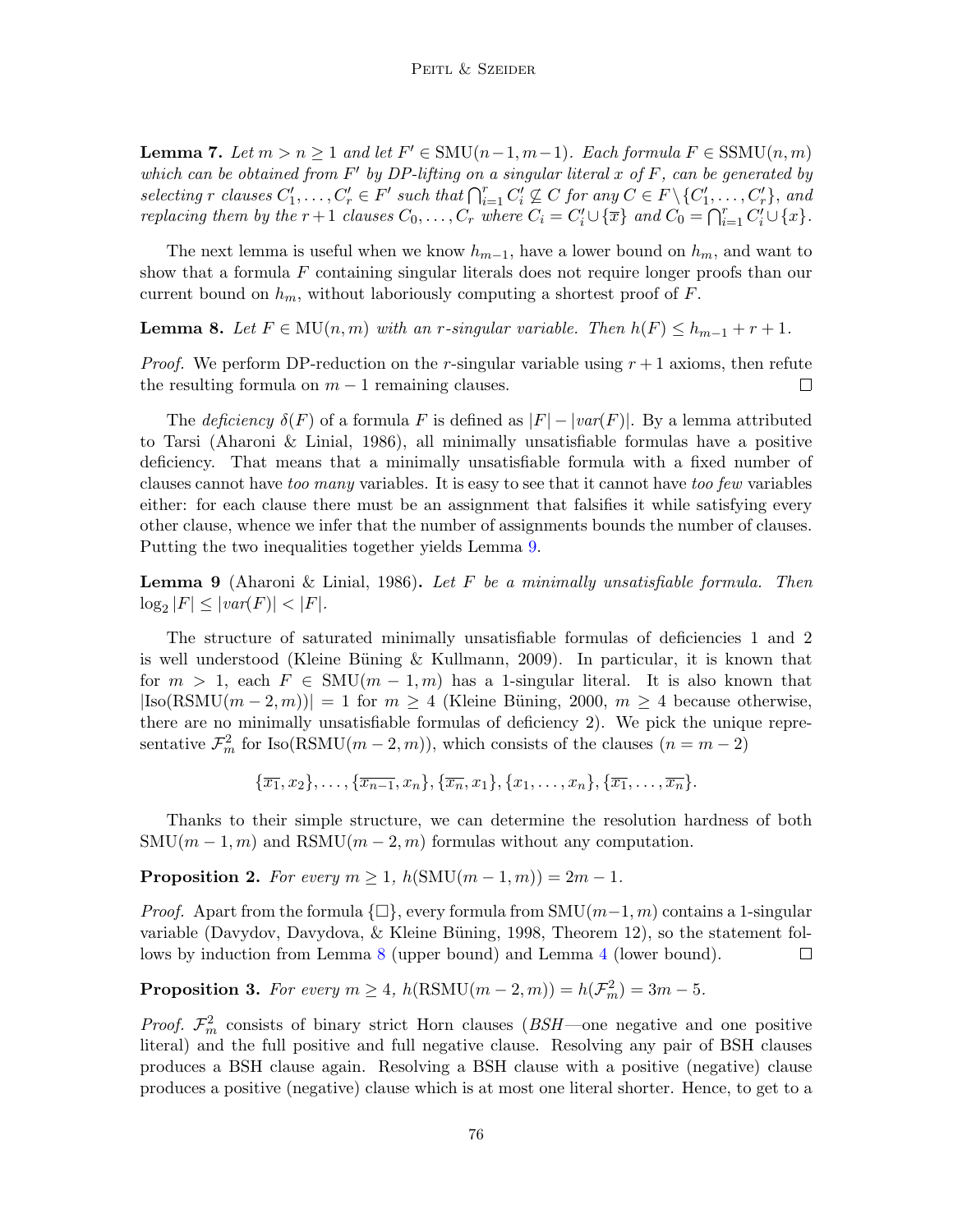**Lemma 7.** *Let $m > n \geq 1$ and let $F' \in \text{SMU}(n-1, m-1)$. Each formula $F \in \text{SSMU}(n, m)$ which can be obtained from $F'$ by DP-lifting on a singular literal $x$ of $F$, can be generated by selecting $r$ clauses $C'_1, \ldots, C'_r \in F'$ such that $\bigcap_{i=1}^r C'_i \not\subseteq C$ for any $C \in F \setminus \{C'_1, \ldots, C'_r\}$, and replacing them by the $r+1$ clauses $C_0, \ldots, C_r$ where $C_i = C'_i \cup \{\overline{x}\}$ and $C_0 = \bigcap_{i=1}^r C'_i \cup \{x\}$.*

The next lemma is useful when we know $h_{m-1}$, have a lower bound on $h_m$, and want to show that a formula $F$ containing singular literals does not require longer proofs than our current bound on $h_m$, without laboriously computing a shortest proof of $F$.

**Lemma 8.** *Let $F \in \text{MU}(n, m)$ with an $r$-singular variable. Then $h(F) \leq h_{m-1} + r + 1$.*

*Proof.* We perform DP-reduction on the $r$-singular variable using $r+1$ axioms, then refute the resulting formula on $m-1$ remaining clauses. $\square$

The *deficiency* $\delta(F)$ of a formula $F$ is defined as $|F| - |var(F)|$. By a lemma attributed to Tarsi (Aharoni & Linial, 1986), all minimally unsatisfiable formulas have a positive deficiency. That means that a minimally unsatisfiable formula with a fixed number of clauses cannot have *too many* variables. It is easy to see that it cannot have *too few* variables either: for each clause there must be an assignment that falsifies it while satisfying every other clause, whence we infer that the number of assignments bounds the number of clauses. Putting the two inequalities together yields Lemma 9.

**Lemma 9** (Aharoni & Linial, 1986)**.** *Let $F$ be a minimally unsatisfiable formula. Then $\log_2 |F| \leq |var(F)| < |F|$.*

The structure of saturated minimally unsatisfiable formulas of deficiencies 1 and 2 is well understood (Kleine Büning & Kullmann, 2009). In particular, it is known that for $m > 1$, each $F \in \text{SMU}(m-1, m)$ has a 1-singular literal. It is also known that $|\text{Iso}(\text{RSMU}(m-2, m))| = 1$ for $m \geq 4$ (Kleine Büning, 2000, $m \geq 4$ because otherwise, there are no minimally unsatisfiable formulas of deficiency 2). We pick the unique representative $\mathcal{F}^2_m$ for $\text{Iso}(\text{RSMU}(m-2, m))$, which consists of the clauses ($n = m-2$)

$$\{\overline{x_1}, x_2\}, \ldots, \{\overline{x_{n-1}}, x_n\}, \{\overline{x_n}, x_1\}, \{x_1, \ldots, x_n\}, \{\overline{x_1}, \ldots, \overline{x_n}\}.$$

Thanks to their simple structure, we can determine the resolution hardness of both $\text{SMU}(m-1, m)$ and $\text{RSMU}(m-2, m)$ formulas without any computation.

**Proposition 2.** *For every $m \geq 1$, $h(\text{SMU}(m-1, m)) = 2m - 1$.*

*Proof.* Apart from the formula $\{\square\}$, every formula from $\text{SMU}(m-1, m)$ contains a 1-singular variable (Davydov, Davydova, & Kleine Büning, 1998, Theorem 12), so the statement follows by induction from Lemma 8 (upper bound) and Lemma 4 (lower bound). $\square$

**Proposition 3.** *For every $m \geq 4$, $h(\text{RSMU}(m-2, m)) = h(\mathcal{F}^2_m) = 3m - 5$.*

*Proof.* $\mathcal{F}^2_m$ consists of binary strict Horn clauses (*BSH*—one negative and one positive literal) and the full positive and full negative clause. Resolving any pair of BSH clauses produces a BSH clause again. Resolving a BSH clause with a positive (negative) clause produces a positive (negative) clause which is at most one literal shorter. Hence, to get to a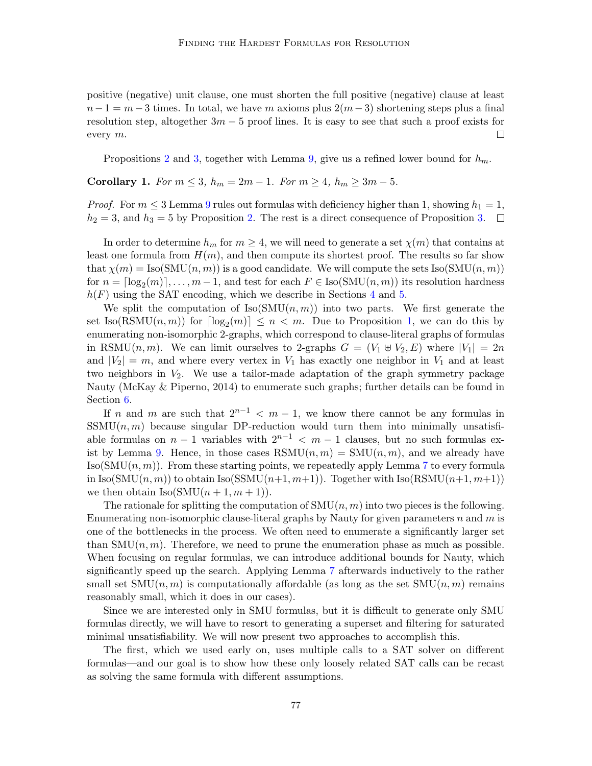positive (negative) unit clause, one must shorten the full positive (negative) clause at least $n-1 = m-3$ times. In total, we have $m$ axioms plus $2(m-3)$ shortening steps plus a final resolution step, altogether $3m-5$ proof lines. It is easy to see that such a proof exists for every $m$. ◻

Propositions 2 and 3, together with Lemma 9, give us a refined lower bound for $h_m$.

**Corollary 1.** *For $m \leq 3$, $h_m = 2m-1$. For $m \geq 4$, $h_m \geq 3m-5$.*

*Proof.* For $m \leq 3$ Lemma 9 rules out formulas with deficiency higher than 1, showing $h_1 = 1$, $h_2 = 3$, and $h_3 = 5$ by Proposition 2. The rest is a direct consequence of Proposition 3. ◻

In order to determine $h_m$ for $m \geq 4$, we will need to generate a set $\chi(m)$ that contains at least one formula from $H(m)$, and then compute its shortest proof. The results so far show that $\chi(m) = \mathrm{Iso}(\mathrm{SMU}(n,m))$ is a good candidate. We will compute the sets $\mathrm{Iso}(\mathrm{SMU}(n,m))$ for $n = \lceil \log_2(m) \rceil, \ldots, m-1$, and test for each $F \in \mathrm{Iso}(\mathrm{SMU}(n,m))$ its resolution hardness $h(F)$ using the SAT encoding, which we describe in Sections 4 and 5.

We split the computation of $\mathrm{Iso}(\mathrm{SMU}(n,m))$ into two parts. We first generate the set $\mathrm{Iso}(\mathrm{RSMU}(n,m))$ for $\lceil \log_2(m) \rceil \leq n < m$. Due to Proposition 1, we can do this by enumerating non-isomorphic 2-graphs, which correspond to clause-literal graphs of formulas in $\mathrm{RSMU}(n,m)$. We can limit ourselves to 2-graphs $G = (V_1 \uplus V_2, E)$ where $|V_1| = 2n$ and $|V_2| = m$, and where every vertex in $V_1$ has exactly one neighbor in $V_1$ and at least two neighbors in $V_2$. We use a tailor-made adaptation of the graph symmetry package Nauty (McKay & Piperno, 2014) to enumerate such graphs; further details can be found in Section 6.

If $n$ and $m$ are such that $2^{n-1} < m-1$, we know there cannot be any formulas in $\mathrm{SSMU}(n,m)$ because singular DP-reduction would turn them into minimally unsatisfiable formulas on $n-1$ variables with $2^{n-1} < m-1$ clauses, but no such formulas exist by Lemma 9. Hence, in those cases $\mathrm{RSMU}(n,m) = \mathrm{SMU}(n,m)$, and we already have $\mathrm{Iso}(\mathrm{SMU}(n,m))$. From these starting points, we repeatedly apply Lemma 7 to every formula in $\mathrm{Iso}(\mathrm{SMU}(n,m))$ to obtain $\mathrm{Iso}(\mathrm{SSMU}(n+1,m+1))$. Together with $\mathrm{Iso}(\mathrm{RSMU}(n+1,m+1))$ we then obtain $\mathrm{Iso}(\mathrm{SMU}(n+1,m+1))$.

The rationale for splitting the computation of $\mathrm{SMU}(n,m)$ into two pieces is the following. Enumerating non-isomorphic clause-literal graphs by Nauty for given parameters $n$ and $m$ is one of the bottlenecks in the process. We often need to enumerate a significantly larger set than $\mathrm{SMU}(n,m)$. Therefore, we need to prune the enumeration phase as much as possible. When focusing on regular formulas, we can introduce additional bounds for Nauty, which significantly speed up the search. Applying Lemma 7 afterwards inductively to the rather small set $\mathrm{SMU}(n,m)$ is computationally affordable (as long as the set $\mathrm{SMU}(n,m)$ remains reasonably small, which it does in our cases).

Since we are interested only in SMU formulas, but it is difficult to generate only SMU formulas directly, we will have to resort to generating a superset and filtering for saturated minimal unsatisfiability. We will now present two approaches to accomplish this.

The first, which we used early on, uses multiple calls to a SAT solver on different formulas—and our goal is to show how these only loosely related SAT calls can be recast as solving the same formula with different assumptions.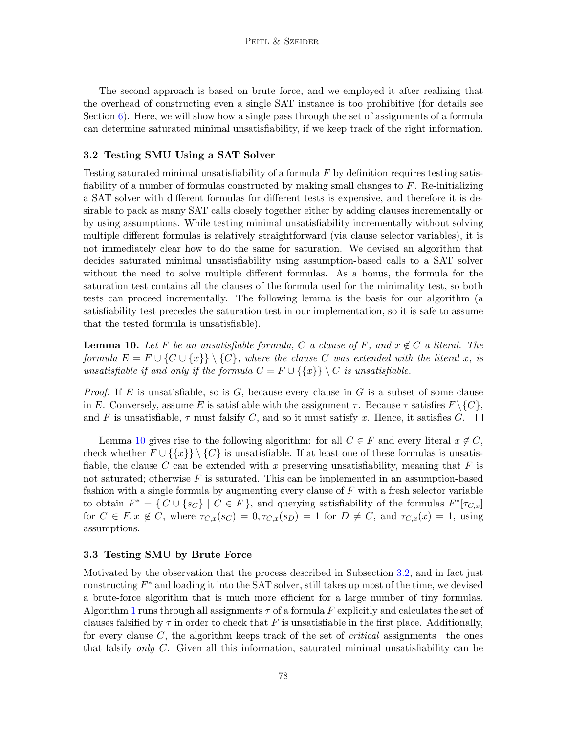The second approach is based on brute force, and we employed it after realizing that the overhead of constructing even a single SAT instance is too prohibitive (for details see Section 6). Here, we will show how a single pass through the set of assignments of a formula can determine saturated minimal unsatisfiability, if we keep track of the right information.

### 3.2 Testing SMU Using a SAT Solver

Testing saturated minimal unsatisfiability of a formula $F$ by definition requires testing satisfiability of a number of formulas constructed by making small changes to $F$. Re-initializing a SAT solver with different formulas for different tests is expensive, and therefore it is desirable to pack as many SAT calls closely together either by adding clauses incrementally or by using assumptions. While testing minimal unsatisfiability incrementally without solving multiple different formulas is relatively straightforward (via clause selector variables), it is not immediately clear how to do the same for saturation. We devised an algorithm that decides saturated minimal unsatisfiability using assumption-based calls to a SAT solver without the need to solve multiple different formulas. As a bonus, the formula for the saturation test contains all the clauses of the formula used for the minimality test, so both tests can proceed incrementally. The following lemma is the basis for our algorithm (a satisfiability test precedes the saturation test in our implementation, so it is safe to assume that the tested formula is unsatisfiable).

**Lemma 10.** *Let $F$ be an unsatisfiable formula, $C$ a clause of $F$, and $x \notin C$ a literal. The formula $E = F \cup \{C \cup \{x\}\} \setminus \{C\}$, where the clause $C$ was extended with the literal $x$, is unsatisfiable if and only if the formula $G = F \cup \{\{x\}\} \setminus C$ is unsatisfiable.*

*Proof.* If $E$ is unsatisfiable, so is $G$, because every clause in $G$ is a subset of some clause in $E$. Conversely, assume $E$ is satisfiable with the assignment $\tau$. Because $\tau$ satisfies $F \setminus \{C\}$, and $F$ is unsatisfiable, $\tau$ must falsify $C$, and so it must satisfy $x$. Hence, it satisfies $G$. $\square$

Lemma 10 gives rise to the following algorithm: for all $C \in F$ and every literal $x \notin C$, check whether $F \cup \{\{x\}\} \setminus \{C\}$ is unsatisfiable. If at least one of these formulas is unsatisfiable, the clause $C$ can be extended with $x$ preserving unsatisfiability, meaning that $F$ is not saturated; otherwise $F$ is saturated. This can be implemented in an assumption-based fashion with a single formula by augmenting every clause of $F$ with a fresh selector variable to obtain $F^* = \{ C \cup \{\overline{s_C}\} \mid C \in F \}$, and querying satisfiability of the formulas $F^*[\tau_{C,x}]$ for $C \in F, x \notin C$, where $\tau_{C,x}(s_C) = 0, \tau_{C,x}(s_D) = 1$ for $D \neq C$, and $\tau_{C,x}(x) = 1$, using assumptions.

### 3.3 Testing SMU by Brute Force

Motivated by the observation that the process described in Subsection 3.2, and in fact just constructing $F^*$ and loading it into the SAT solver, still takes up most of the time, we devised a brute-force algorithm that is much more efficient for a large number of tiny formulas. Algorithm 1 runs through all assignments $\tau$ of a formula $F$ explicitly and calculates the set of clauses falsified by $\tau$ in order to check that $F$ is unsatisfiable in the first place. Additionally, for every clause $C$, the algorithm keeps track of the set of *critical* assignments—the ones that falsify *only* $C$. Given all this information, saturated minimal unsatisfiability can be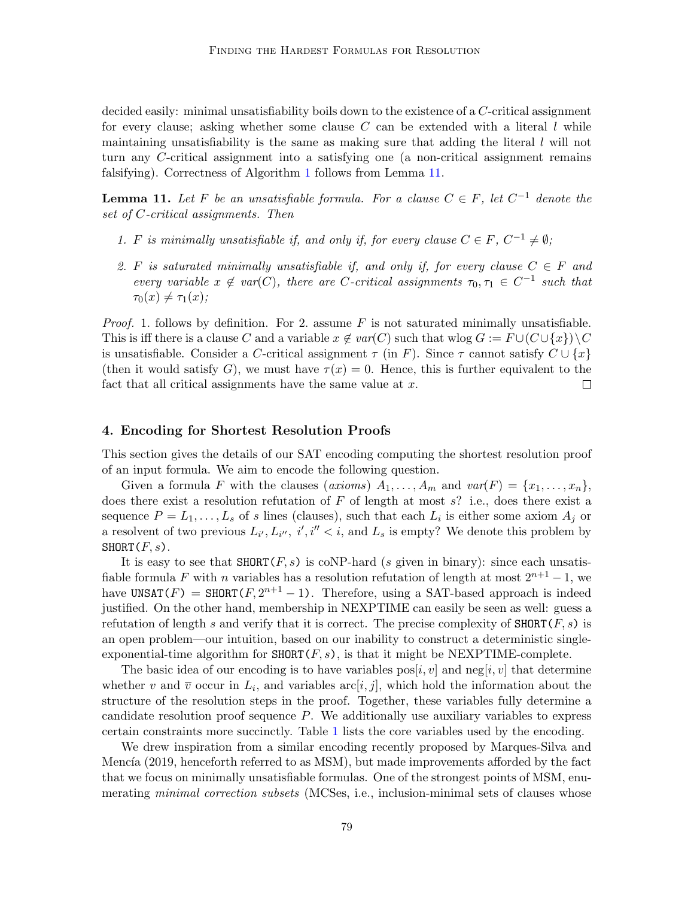decided easily: minimal unsatisfiability boils down to the existence of a $C$-critical assignment for every clause; asking whether some clause $C$ can be extended with a literal $l$ while maintaining unsatisfiability is the same as making sure that adding the literal $l$ will not turn any $C$-critical assignment into a satisfying one (a non-critical assignment remains falsifying). Correctness of Algorithm 1 follows from Lemma 11.

**Lemma 11.** *Let $F$ be an unsatisfiable formula. For a clause $C \in F$, let $C^{-1}$ denote the set of $C$-critical assignments. Then*

1. *$F$ is minimally unsatisfiable if, and only if, for every clause $C \in F$, $C^{-1} \neq \emptyset$;*
2. *$F$ is saturated minimally unsatisfiable if, and only if, for every clause $C \in F$ and every variable $x \notin var(C)$, there are $C$-critical assignments $\tau_0, \tau_1 \in C^{-1}$ such that $\tau_0(x) \neq \tau_1(x)$;*

*Proof.* 1. follows by definition. For 2. assume $F$ is not saturated minimally unsatisfiable. This is iff there is a clause $C$ and a variable $x \notin var(C)$ such that wlog $G := F \cup (C \cup \{x\}) \setminus C$ is unsatisfiable. Consider a $C$-critical assignment $\tau$ (in $F$). Since $\tau$ cannot satisfy $C \cup \{x\}$ (then it would satisfy $G$), we must have $\tau(x) = 0$. Hence, this is further equivalent to the fact that all critical assignments have the same value at $x$. $\square$

## 4. Encoding for Shortest Resolution Proofs

This section gives the details of our SAT encoding computing the shortest resolution proof of an input formula. We aim to encode the following question.

Given a formula $F$ with the clauses (*axioms*) $A_1, \ldots, A_m$ and $var(F) = \{x_1, \ldots, x_n\}$, does there exist a resolution refutation of $F$ of length at most $s$? i.e., does there exist a sequence $P = L_1, \ldots, L_s$ of $s$ lines (clauses), such that each $L_i$ is either some axiom $A_j$ or a resolvent of two previous $L_{i'}, L_{i''}$, $i', i'' < i$, and $L_s$ is empty? We denote this problem by $\texttt{SHORT}(F, s)$.

It is easy to see that $\texttt{SHORT}(F, s)$ is coNP-hard ($s$ given in binary): since each unsatisfiable formula $F$ with $n$ variables has a resolution refutation of length at most $2^{n+1} - 1$, we have $\texttt{UNSAT}(F) = \texttt{SHORT}(F, 2^{n+1} - 1)$. Therefore, using a SAT-based approach is indeed justified. On the other hand, membership in NEXPTIME can easily be seen as well: guess a refutation of length $s$ and verify that it is correct. The precise complexity of $\texttt{SHORT}(F, s)$ is an open problem—our intuition, based on our inability to construct a deterministic single-exponential-time algorithm for $\texttt{SHORT}(F, s)$, is that it might be NEXPTIME-complete.

The basic idea of our encoding is to have variables $\text{pos}[i, v]$ and $\text{neg}[i, v]$ that determine whether $v$ and $\overline{v}$ occur in $L_i$, and variables $\text{arc}[i, j]$, which hold the information about the structure of the resolution steps in the proof. Together, these variables fully determine a candidate resolution proof sequence $P$. We additionally use auxiliary variables to express certain constraints more succinctly. Table 1 lists the core variables used by the encoding.

We drew inspiration from a similar encoding recently proposed by Marques-Silva and Mencía (2019, henceforth referred to as MSM), but made improvements afforded by the fact that we focus on minimally unsatisfiable formulas. One of the strongest points of MSM, enumerating *minimal correction subsets* (MCSes, i.e., inclusion-minimal sets of clauses whose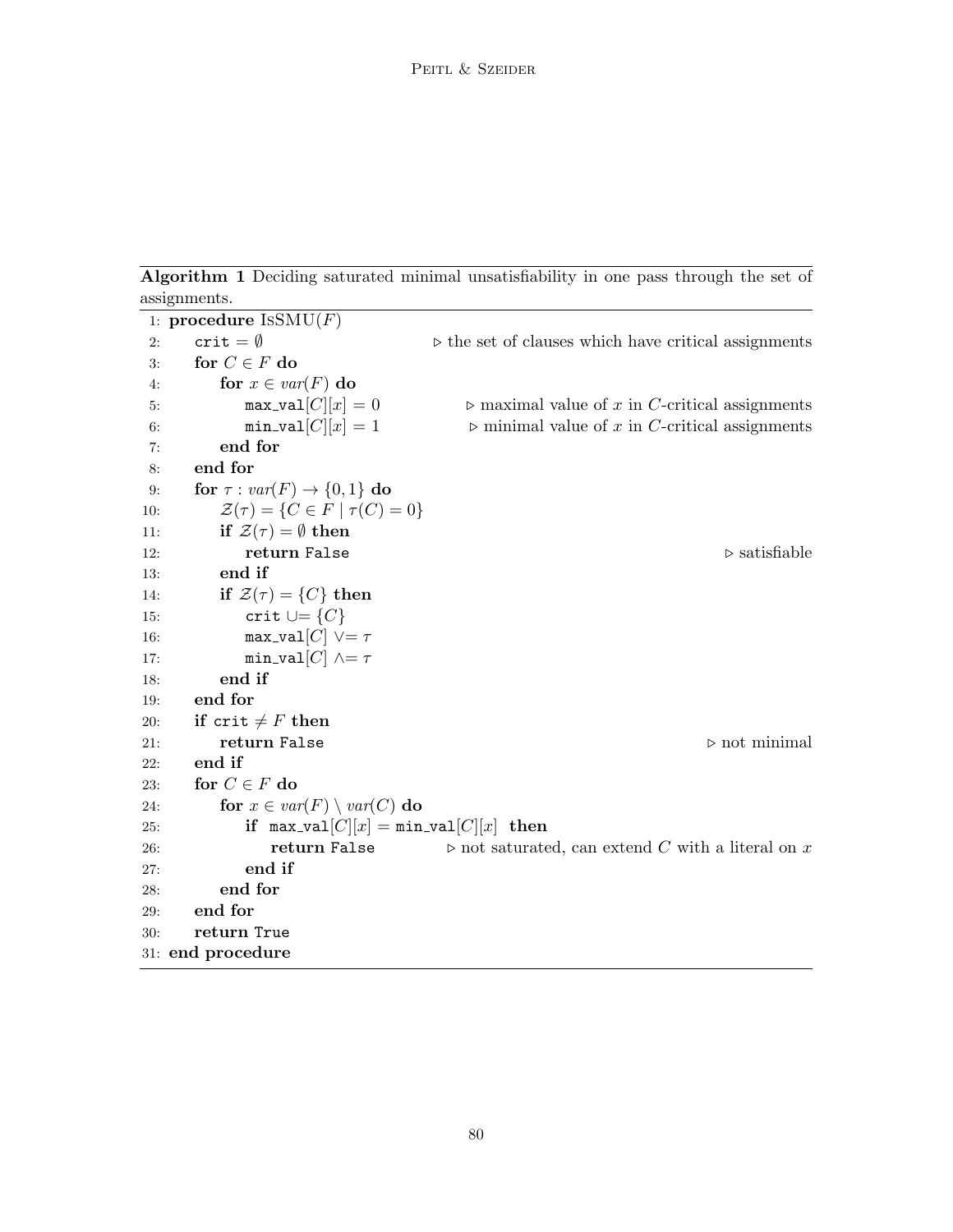**Algorithm 1** Deciding saturated minimal unsatisfiability in one pass through the set of assignments.

```
 1: procedure IsSMU(F)
 2:     crit = ∅                          ▷ the set of clauses which have critical assignments
 3:     for C ∈ F do
 4:         for x ∈ var(F) do
 5:             max_val[C][x] = 0          ▷ maximal value of x in C-critical assignments
 6:             min_val[C][x] = 1          ▷ minimal value of x in C-critical assignments
 7:         end for
 8:     end for
 9:     for τ : var(F) → {0, 1} do
10:         Z(τ) = {C ∈ F | τ(C) = 0}
11:         if Z(τ) = ∅ then
12:             return False                                                    ▷ satisfiable
13:         end if
14:         if Z(τ) = {C} then
15:             crit ∪= {C}
16:             max_val[C] ∨= τ
17:             min_val[C] ∧= τ
18:         end if
19:     end for
20:     if crit ≠ F then
21:         return False                                                        ▷ not minimal
22:     end if
23:     for C ∈ F do
24:         for x ∈ var(F) \ var(C) do
25:             if max_val[C][x] = min_val[C][x] then
26:                 return False           ▷ not saturated, can extend C with a literal on x
27:             end if
28:         end for
29:     end for
30:     return True
31: end procedure
```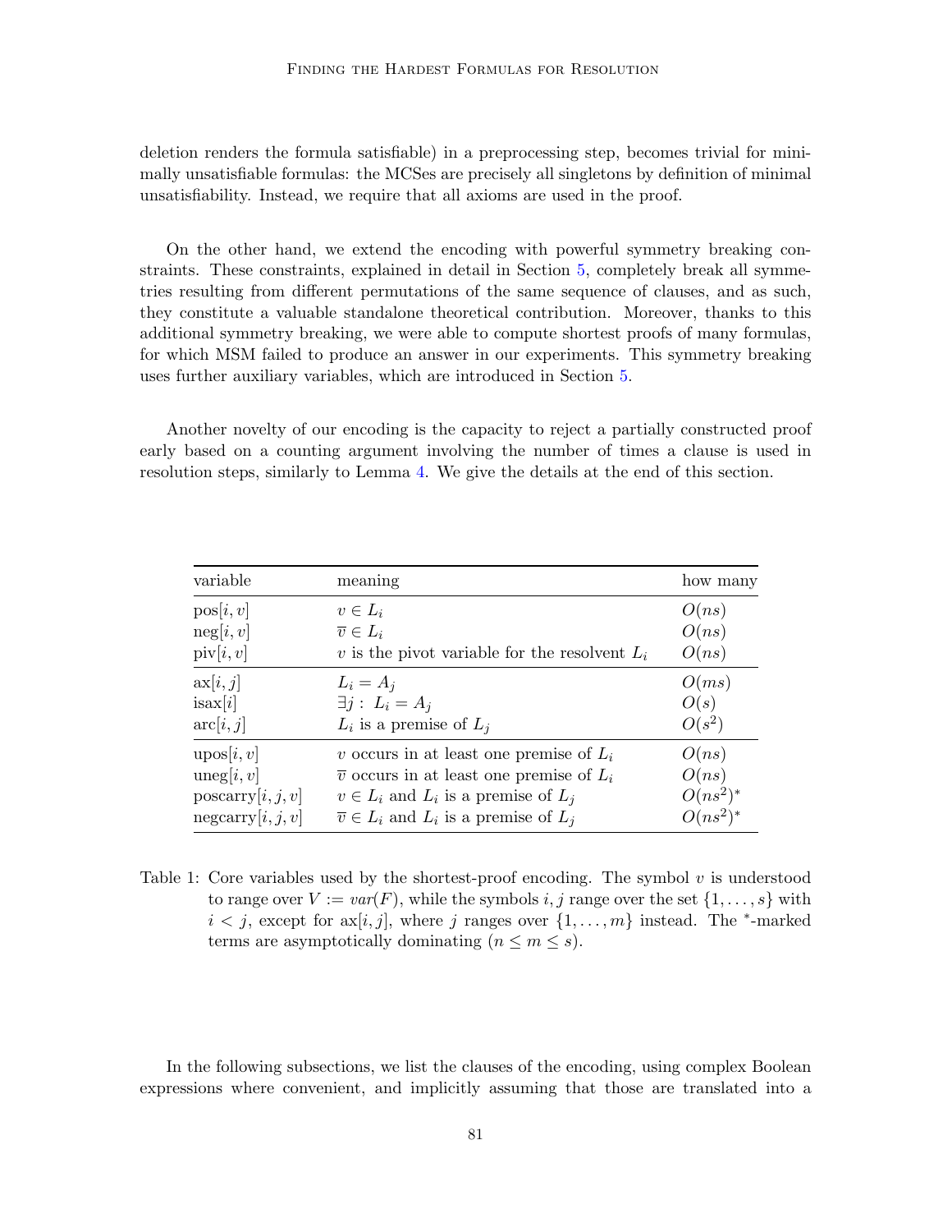deletion renders the formula satisfiable) in a preprocessing step, becomes trivial for minimally unsatisfiable formulas: the MCSes are precisely all singletons by definition of minimal unsatisfiability. Instead, we require that all axioms are used in the proof.

On the other hand, we extend the encoding with powerful symmetry breaking constraints. These constraints, explained in detail in Section 5, completely break all symmetries resulting from different permutations of the same sequence of clauses, and as such, they constitute a valuable standalone theoretical contribution. Moreover, thanks to this additional symmetry breaking, we were able to compute shortest proofs of many formulas, for which MSM failed to produce an answer in our experiments. This symmetry breaking uses further auxiliary variables, which are introduced in Section 5.

Another novelty of our encoding is the capacity to reject a partially constructed proof early based on a counting argument involving the number of times a clause is used in resolution steps, similarly to Lemma 4. We give the details at the end of this section.

| variable | meaning | how many |
|---|---|---|
| $\mathrm{pos}[i, v]$ | $v \in L_i$ | $O(ns)$ |
| $\mathrm{neg}[i, v]$ | $\overline{v} \in L_i$ | $O(ns)$ |
| $\mathrm{piv}[i, v]$ | $v$ is the pivot variable for the resolvent $L_i$ | $O(ns)$ |
| $\mathrm{ax}[i, j]$ | $L_i = A_j$ | $O(ms)$ |
| $\mathrm{isax}[i]$ | $\exists j : L_i = A_j$ | $O(s)$ |
| $\mathrm{arc}[i, j]$ | $L_i$ is a premise of $L_j$ | $O(s^2)$ |
| $\mathrm{upos}[i, v]$ | $v$ occurs in at least one premise of $L_i$ | $O(ns)$ |
| $\mathrm{uneg}[i, v]$ | $\overline{v}$ occurs in at least one premise of $L_i$ | $O(ns)$ |
| $\mathrm{poscarry}[i, j, v]$ | $v \in L_i$ and $L_i$ is a premise of $L_j$ | $O(ns^2)^*$ |
| $\mathrm{negcarry}[i, j, v]$ | $\overline{v} \in L_i$ and $L_i$ is a premise of $L_j$ | $O(ns^2)^*$ |

Table 1: Core variables used by the shortest-proof encoding. The symbol $v$ is understood to range over $V := var(F)$, while the symbols $i, j$ range over the set $\{1, \ldots, s\}$ with $i < j$, except for $\mathrm{ax}[i, j]$, where $j$ ranges over $\{1, \ldots, m\}$ instead. The $^*$-marked terms are asymptotically dominating ($n \leq m \leq s$).

In the following subsections, we list the clauses of the encoding, using complex Boolean expressions where convenient, and implicitly assuming that those are translated into a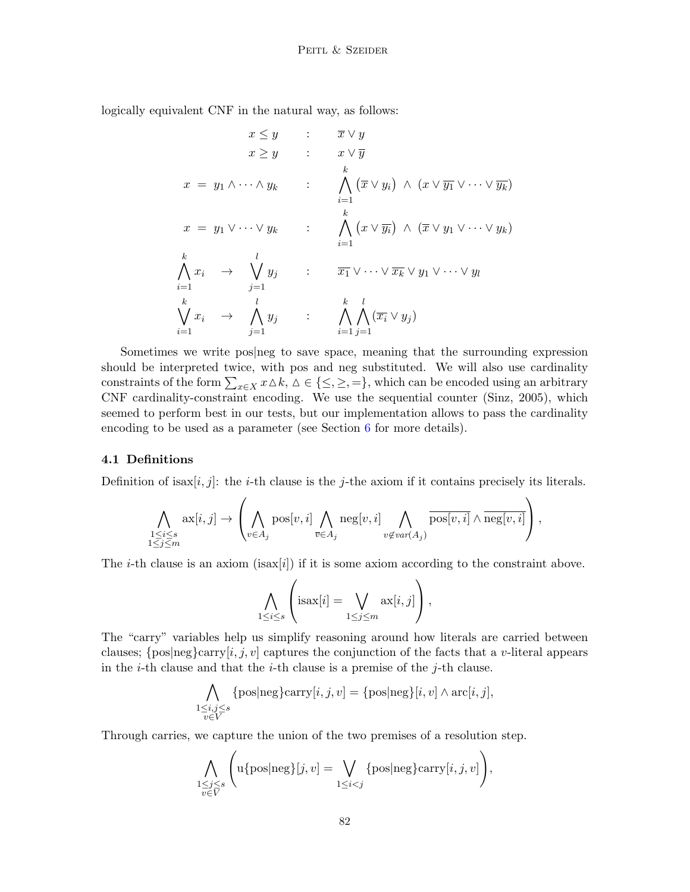logically equivalent CNF in the natural way, as follows:

$$
\begin{array}{rcl}
x \le y & : & \overline{x} \vee y \\
x \ge y & : & x \vee \overline{y} \\
x \;=\; y_1 \wedge \cdots \wedge y_k & : & \bigwedge_{i=1}^{k} \left(\overline{x} \vee y_i\right) \;\wedge\; (x \vee \overline{y_1} \vee \cdots \vee \overline{y_k}) \\
x \;=\; y_1 \vee \cdots \vee y_k & : & \bigwedge_{i=1}^{k} \left(x \vee \overline{y_i}\right) \;\wedge\; (\overline{x} \vee y_1 \vee \cdots \vee y_k) \\
\bigwedge_{i=1}^{k} x_i \quad \rightarrow \quad \bigvee_{j=1}^{l} y_j & : & \overline{x_1} \vee \cdots \vee \overline{x_k} \vee y_1 \vee \cdots \vee y_l \\
\bigvee_{i=1}^{k} x_i \quad \rightarrow \quad \bigwedge_{j=1}^{l} y_j & : & \bigwedge_{i=1}^{k} \bigwedge_{j=1}^{l} (\overline{x_i} \vee y_j)
\end{array}
$$

Sometimes we write pos|neg to save space, meaning that the surrounding expression should be interpreted twice, with pos and neg substituted. We will also use cardinality constraints of the form $\sum_{x \in X} x \vartriangle k$, $\vartriangle \in \{\le, \ge, =\}$, which can be encoded using an arbitrary CNF cardinality-constraint encoding. We use the sequential counter (Sinz, 2005), which seemed to perform best in our tests, but our implementation allows to pass the cardinality encoding to be used as a parameter (see Section 6 for more details).

### 4.1 Definitions

Definition of isax$[i, j]$: the $i$-th clause is the $j$-the axiom if it contains precisely its literals.

$$
\bigwedge_{\substack{1 \le i \le s \\ 1 \le j \le m}} \mathrm{ax}[i, j] \rightarrow \left( \bigwedge_{v \in A_j} \mathrm{pos}[v, i] \bigwedge_{\overline{v} \in A_j} \mathrm{neg}[v, i] \bigwedge_{v \notin var(A_j)} \overline{\mathrm{pos}[v, i]} \wedge \overline{\mathrm{neg}[v, i]} \right),
$$

The $i$-th clause is an axiom (isax$[i]$) if it is some axiom according to the constraint above.

$$
\bigwedge_{1 \le i \le s} \left( \mathrm{isax}[i] = \bigvee_{1 \le j \le m} \mathrm{ax}[i, j] \right),
$$

The "carry" variables help us simplify reasoning around how literals are carried between clauses; {pos|neg}carry$[i, j, v]$ captures the conjunction of the facts that a $v$-literal appears in the $i$-th clause and that the $i$-th clause is a premise of the $j$-th clause.

$$
\bigwedge_{\substack{1 \le i, j \le s \\ v \in V}} \{\mathrm{pos}|\mathrm{neg}\}\mathrm{carry}[i, j, v] = \{\mathrm{pos}|\mathrm{neg}\}[i, v] \wedge \mathrm{arc}[i, j],
$$

Through carries, we capture the union of the two premises of a resolution step.

$$
\bigwedge_{\substack{1 \le j \le s \\ v \in V}} \left( \mathrm{u}\{\mathrm{pos}|\mathrm{neg}\}[j, v] = \bigvee_{1 \le i < j} \{\mathrm{pos}|\mathrm{neg}\}\mathrm{carry}[i, j, v] \right),
$$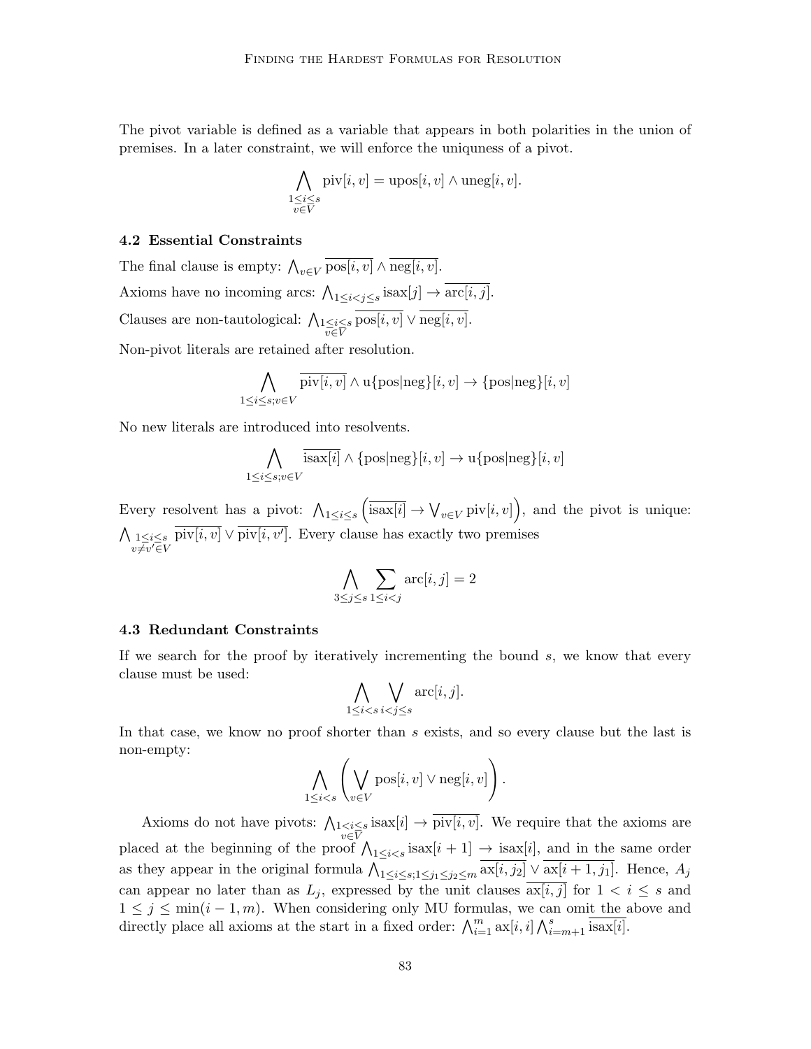The pivot variable is defined as a variable that appears in both polarities in the union of premises. In a later constraint, we will enforce the uniquness of a pivot.

$$\bigwedge_{\substack{1 \le i \le s \\ v \in V}} \mathrm{piv}[i, v] = \mathrm{upos}[i, v] \wedge \mathrm{uneg}[i, v].$$

### 4.2 Essential Constraints

The final clause is empty: $\bigwedge_{v \in V} \overline{\mathrm{pos}[i, v]} \wedge \overline{\mathrm{neg}[i, v]}$.

Axioms have no incoming arcs: $\bigwedge_{1 \le i < j \le s} \mathrm{isax}[j] \rightarrow \overline{\mathrm{arc}[i, j]}$.

Clauses are non-tautological: $\bigwedge_{\substack{1 \le i \le s \\ v \in V}} \overline{\mathrm{pos}[i, v]} \vee \overline{\mathrm{neg}[i, v]}$.

Non-pivot literals are retained after resolution.

$$\bigwedge_{1 \le i \le s; v \in V} \overline{\mathrm{piv}[i, v]} \wedge \mathrm{u}\{\mathrm{pos}|\mathrm{neg}\}[i, v] \rightarrow \{\mathrm{pos}|\mathrm{neg}\}[i, v]$$

No new literals are introduced into resolvents.

$$\bigwedge_{1 \le i \le s; v \in V} \overline{\mathrm{isax}[i]} \wedge \{\mathrm{pos}|\mathrm{neg}\}[i, v] \rightarrow \mathrm{u}\{\mathrm{pos}|\mathrm{neg}\}[i, v]$$

Every resolvent has a pivot: $\bigwedge_{1 \le i \le s} \left( \overline{\mathrm{isax}[i]} \rightarrow \bigvee_{v \in V} \mathrm{piv}[i, v] \right)$, and the pivot is unique: $\bigwedge_{\substack{1 \le i \le s \\ v \neq v' \in V}} \overline{\mathrm{piv}[i, v]} \vee \overline{\mathrm{piv}[i, v']}$. Every clause has exactly two premises

$$\bigwedge_{3 \le j \le s} \sum_{1 \le i < j} \mathrm{arc}[i, j] = 2$$

### 4.3 Redundant Constraints

If we search for the proof by iteratively incrementing the bound $s$, we know that every clause must be used:

$$\bigwedge_{1 \le i < s} \bigvee_{i < j \le s} \mathrm{arc}[i, j].$$

In that case, we know no proof shorter than $s$ exists, and so every clause but the last is non-empty:

$$\bigwedge_{1 \le i < s} \left( \bigvee_{v \in V} \mathrm{pos}[i, v] \vee \mathrm{neg}[i, v] \right).$$

Axioms do not have pivots: $\bigwedge_{\substack{1 \le i \le s \\ v \in V}} \mathrm{isax}[i] \rightarrow \overline{\mathrm{piv}[i, v]}$. We require that the axioms are placed at the beginning of the proof $\bigwedge_{1 \le i < s} \mathrm{isax}[i + 1] \rightarrow \mathrm{isax}[i]$, and in the same order as they appear in the original formula $\bigwedge_{1 \le i \le s; 1 \le j_1 \le j_2 \le m} \overline{\mathrm{ax}[i, j_2]} \vee \overline{\mathrm{ax}[i + 1, j_1]}$. Hence, $A_j$ can appear no later than as $L_j$, expressed by the unit clauses $\overline{\mathrm{ax}[i, j]}$ for $1 < i \le s$ and $1 \le j \le \min(i - 1, m)$. When considering only MU formulas, we can omit the above and directly place all axioms at the start in a fixed order: $\bigwedge_{i=1}^{m} \mathrm{ax}[i, i] \bigwedge_{i=m+1}^{s} \overline{\mathrm{isax}[i]}$.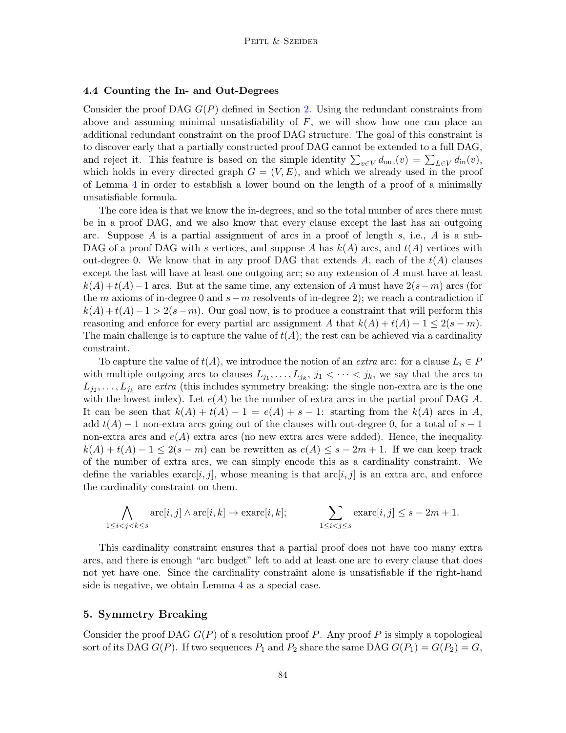### 4.4 Counting the In- and Out-Degrees

Consider the proof DAG $G(P)$ defined in Section 2. Using the redundant constraints from above and assuming minimal unsatisfiability of $F$, we will show how one can place an additional redundant constraint on the proof DAG structure. The goal of this constraint is to discover early that a partially constructed proof DAG cannot be extended to a full DAG, and reject it. This feature is based on the simple identity $\sum_{v \in V} d_{\text{out}}(v) = \sum_{L \in V} d_{\text{in}}(v)$, which holds in every directed graph $G = (V, E)$, and which we already used in the proof of Lemma 4 in order to establish a lower bound on the length of a proof of a minimally unsatisfiable formula.

The core idea is that we know the in-degrees, and so the total number of arcs there must be in a proof DAG, and we also know that every clause except the last has an outgoing arc. Suppose $A$ is a partial assignment of arcs in a proof of length $s$, i.e., $A$ is a sub-DAG of a proof DAG with $s$ vertices, and suppose $A$ has $k(A)$ arcs, and $t(A)$ vertices with out-degree 0. We know that in any proof DAG that extends $A$, each of the $t(A)$ clauses except the last will have at least one outgoing arc; so any extension of $A$ must have at least $k(A)+t(A)-1$ arcs. But at the same time, any extension of $A$ must have $2(s-m)$ arcs (for the $m$ axioms of in-degree 0 and $s-m$ resolvents of in-degree 2); we reach a contradiction if $k(A)+t(A)-1 > 2(s-m)$. Our goal now, is to produce a constraint that will perform this reasoning and enforce for every partial arc assignment $A$ that $k(A)+t(A)-1 \leq 2(s-m)$. The main challenge is to capture the value of $t(A)$; the rest can be achieved via a cardinality constraint.

To capture the value of $t(A)$, we introduce the notion of an *extra* arc: for a clause $L_i \in P$ with multiple outgoing arcs to clauses $L_{j_1}, \ldots, L_{j_k}$, $j_1 < \cdots < j_k$, we say that the arcs to $L_{j_2}, \ldots, L_{j_k}$ are *extra* (this includes symmetry breaking: the single non-extra arc is the one with the lowest index). Let $e(A)$ be the number of extra arcs in the partial proof DAG $A$. It can be seen that $k(A) + t(A) - 1 = e(A) + s - 1$: starting from the $k(A)$ arcs in $A$, add $t(A) - 1$ non-extra arcs going out of the clauses with out-degree 0, for a total of $s - 1$ non-extra arcs and $e(A)$ extra arcs (no new extra arcs were added). Hence, the inequality $k(A) + t(A) - 1 \leq 2(s - m)$ can be rewritten as $e(A) \leq s - 2m + 1$. If we can keep track of the number of extra arcs, we can simply encode this as a cardinality constraint. We define the variables $\text{exarc}[i, j]$, whose meaning is that $\text{arc}[i, j]$ is an extra arc, and enforce the cardinality constraint on them.

$$\bigwedge_{1 \leq i < j < k \leq s} \text{arc}[i, j] \wedge \text{arc}[i, k] \rightarrow \text{exarc}[i, k]; \qquad \sum_{1 \leq i < j \leq s} \text{exarc}[i, j] \leq s - 2m + 1.$$

This cardinality constraint ensures that a partial proof does not have too many extra arcs, and there is enough "arc budget" left to add at least one arc to every clause that does not yet have one. Since the cardinality constraint alone is unsatisfiable if the right-hand side is negative, we obtain Lemma 4 as a special case.

## 5. Symmetry Breaking

Consider the proof DAG $G(P)$ of a resolution proof $P$. Any proof $P$ is simply a topological sort of its DAG $G(P)$. If two sequences $P_1$ and $P_2$ share the same DAG $G(P_1) = G(P_2) = G$,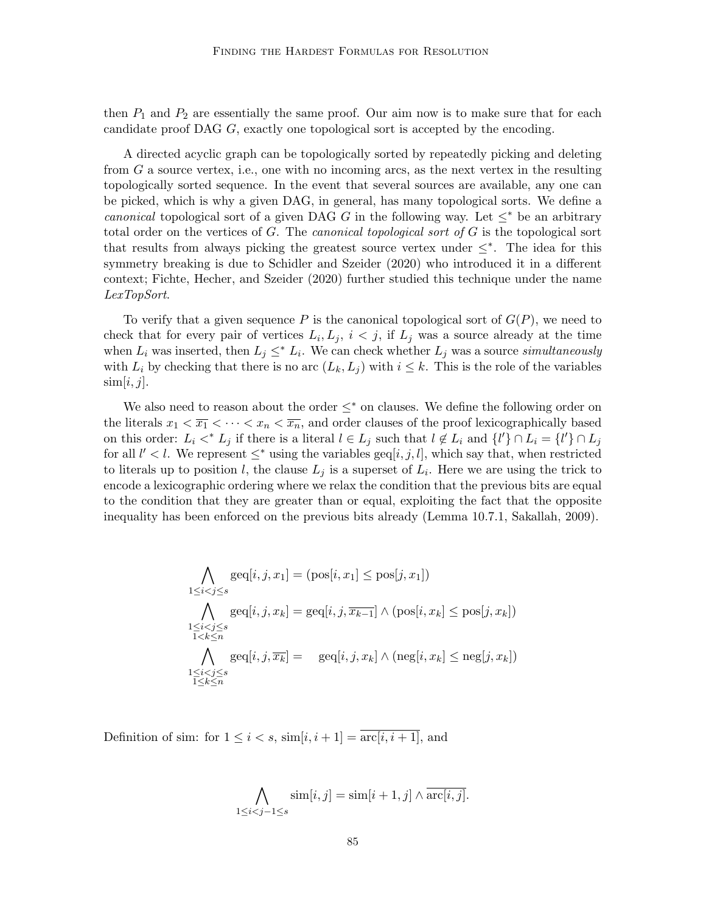then $P_1$ and $P_2$ are essentially the same proof. Our aim now is to make sure that for each candidate proof DAG $G$, exactly one topological sort is accepted by the encoding.

A directed acyclic graph can be topologically sorted by repeatedly picking and deleting from $G$ a source vertex, i.e., one with no incoming arcs, as the next vertex in the resulting topologically sorted sequence. In the event that several sources are available, any one can be picked, which is why a given DAG, in general, has many topological sorts. We define a *canonical* topological sort of a given DAG $G$ in the following way. Let $\leq^*$ be an arbitrary total order on the vertices of $G$. The *canonical topological sort of* $G$ is the topological sort that results from always picking the greatest source vertex under $\leq^*$. The idea for this symmetry breaking is due to Schidler and Szeider (2020) who introduced it in a different context; Fichte, Hecher, and Szeider (2020) further studied this technique under the name *LexTopSort*.

To verify that a given sequence $P$ is the canonical topological sort of $G(P)$, we need to check that for every pair of vertices $L_i, L_j$, $i < j$, if $L_j$ was a source already at the time when $L_i$ was inserted, then $L_j \leq^* L_i$. We can check whether $L_j$ was a source *simultaneously* with $L_i$ by checking that there is no arc $(L_k, L_j)$ with $i \leq k$. This is the role of the variables $\mathrm{sim}[i, j]$.

We also need to reason about the order $\leq^*$ on clauses. We define the following order on the literals $x_1 < \overline{x_1} < \cdots < x_n < \overline{x_n}$, and order clauses of the proof lexicographically based on this order: $L_i <^* L_j$ if there is a literal $l \in L_j$ such that $l \notin L_i$ and $\{l'\} \cap L_i = \{l'\} \cap L_j$ for all $l' < l$. We represent $\leq^*$ using the variables $\mathrm{geq}[i, j, l]$, which say that, when restricted to literals up to position $l$, the clause $L_j$ is a superset of $L_i$. Here we are using the trick to encode a lexicographic ordering where we relax the condition that the previous bits are equal to the condition that they are greater than or equal, exploiting the fact that the opposite inequality has been enforced on the previous bits already (Lemma 10.7.1, Sakallah, 2009).

$$
\begin{aligned}
&\bigwedge_{1 \leq i < j \leq s} \mathrm{geq}[i, j, x_1] = (\mathrm{pos}[i, x_1] \leq \mathrm{pos}[j, x_1]) \\
&\bigwedge_{\substack{1 \leq i < j \leq s \\ 1 < k \leq n}} \mathrm{geq}[i, j, x_k] = \mathrm{geq}[i, j, \overline{x_{k-1}}] \wedge (\mathrm{pos}[i, x_k] \leq \mathrm{pos}[j, x_k]) \\
&\bigwedge_{\substack{1 \leq i < j \leq s \\ 1 \leq k \leq n}} \mathrm{geq}[i, j, \overline{x_k}] = \quad \mathrm{geq}[i, j, x_k] \wedge (\mathrm{neg}[i, x_k] \leq \mathrm{neg}[j, x_k])
\end{aligned}
$$

Definition of sim: for $1 \leq i < s$, $\mathrm{sim}[i, i+1] = \overline{\mathrm{arc}[i, i+1]}$, and

$$
\bigwedge_{1 \leq i < j-1 \leq s} \mathrm{sim}[i, j] = \mathrm{sim}[i+1, j] \wedge \overline{\mathrm{arc}[i, j]}.
$$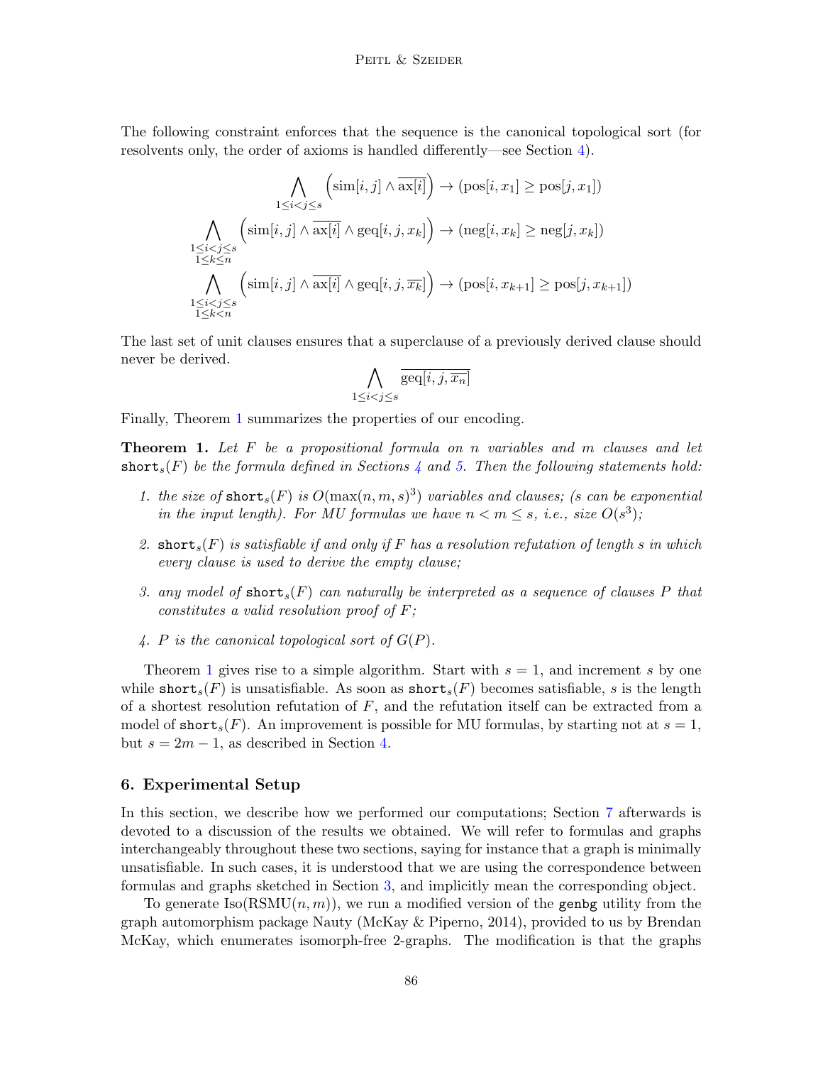The following constraint enforces that the sequence is the canonical topological sort (for resolvents only, the order of axioms is handled differently—see Section 4).

$$\bigwedge_{1\le i<j\le s} \left(\mathrm{sim}[i,j] \wedge \overline{\mathrm{ax}[i]}\right) \to (\mathrm{pos}[i,x_1] \ge \mathrm{pos}[j,x_1])$$

$$\bigwedge_{\substack{1\le i<j\le s\\ 1\le k\le n}} \left(\mathrm{sim}[i,j] \wedge \overline{\mathrm{ax}[i]} \wedge \mathrm{geq}[i,j,x_k]\right) \to (\mathrm{neg}[i,x_k] \ge \mathrm{neg}[j,x_k])$$

$$\bigwedge_{\substack{1\le i<j\le s\\ 1\le k<n}} \left(\mathrm{sim}[i,j] \wedge \overline{\mathrm{ax}[i]} \wedge \mathrm{geq}[i,j,\overline{x_k}]\right) \to (\mathrm{pos}[i,x_{k+1}] \ge \mathrm{pos}[j,x_{k+1}])$$

The last set of unit clauses ensures that a superclause of a previously derived clause should never be derived.

$$\bigwedge_{1\le i<j\le s} \overline{\mathrm{geq}[i,j,\overline{x_n}]}$$

Finally, Theorem 1 summarizes the properties of our encoding.

**Theorem 1.** *Let $F$ be a propositional formula on $n$ variables and $m$ clauses and let $\texttt{short}_s(F)$ be the formula defined in Sections 4 and 5. Then the following statements hold:*

1. *the size of $\texttt{short}_s(F)$ is $O(\max(n,m,s)^3)$ variables and clauses; ($s$ can be exponential in the input length). For MU formulas we have $n < m \le s$, i.e., size $O(s^3)$;*

2. *$\texttt{short}_s(F)$ is satisfiable if and only if $F$ has a resolution refutation of length $s$ in which every clause is used to derive the empty clause;*

3. *any model of $\texttt{short}_s(F)$ can naturally be interpreted as a sequence of clauses $P$ that constitutes a valid resolution proof of $F$;*

4. *$P$ is the canonical topological sort of $G(P)$.*

Theorem 1 gives rise to a simple algorithm. Start with $s = 1$, and increment $s$ by one while $\texttt{short}_s(F)$ is unsatisfiable. As soon as $\texttt{short}_s(F)$ becomes satisfiable, $s$ is the length of a shortest resolution refutation of $F$, and the refutation itself can be extracted from a model of $\texttt{short}_s(F)$. An improvement is possible for MU formulas, by starting not at $s = 1$, but $s = 2m - 1$, as described in Section 4.

## 6. Experimental Setup

In this section, we describe how we performed our computations; Section 7 afterwards is devoted to a discussion of the results we obtained. We will refer to formulas and graphs interchangeably throughout these two sections, saying for instance that a graph is minimally unsatisfiable. In such cases, it is understood that we are using the correspondence between formulas and graphs sketched in Section 3, and implicitly mean the corresponding object.

To generate $\mathrm{Iso}(\mathrm{RSMU}(n,m))$, we run a modified version of the `genbg` utility from the graph automorphism package Nauty (McKay & Piperno, 2014), provided to us by Brendan McKay, which enumerates isomorph-free 2-graphs. The modification is that the graphs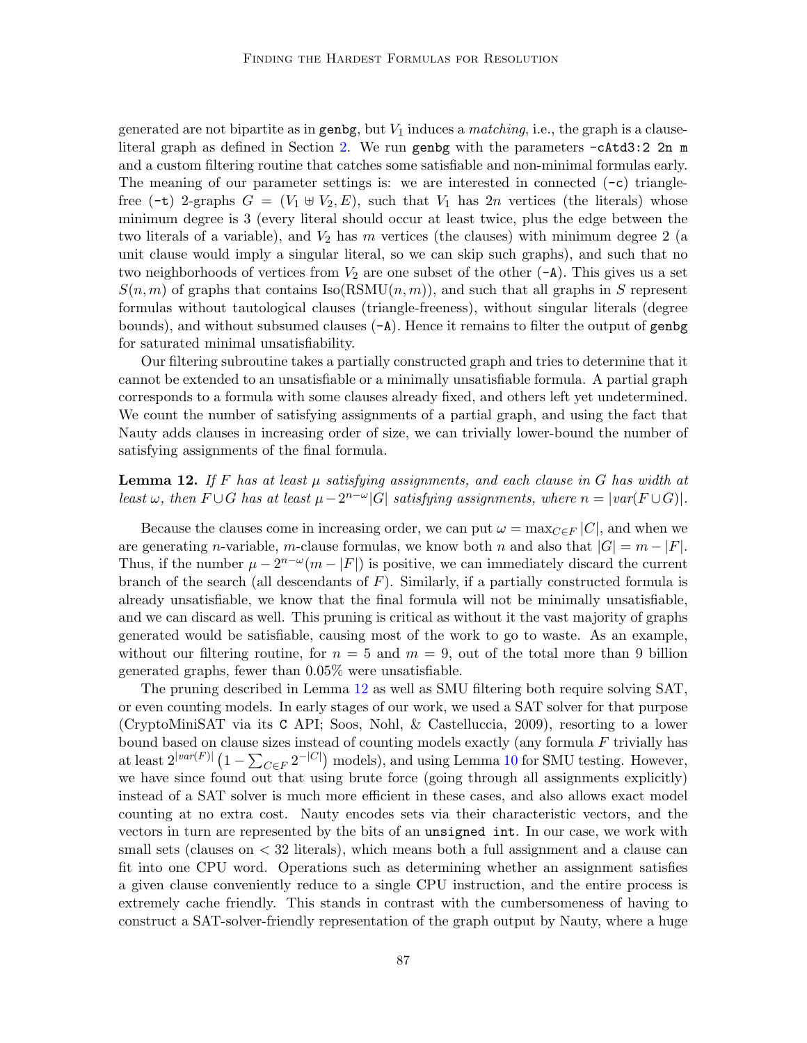generated are not bipartite as in `genbg`, but $V_1$ induces a *matching*, i.e., the graph is a clause-literal graph as defined in Section 2. We run `genbg` with the parameters `-cAtd3:2 2n m` and a custom filtering routine that catches some satisfiable and non-minimal formulas early. The meaning of our parameter settings is: we are interested in connected (`-c`) triangle-free (`-t`) 2-graphs $G = (V_1 \uplus V_2, E)$, such that $V_1$ has $2n$ vertices (the literals) whose minimum degree is 3 (every literal should occur at least twice, plus the edge between the two literals of a variable), and $V_2$ has $m$ vertices (the clauses) with minimum degree 2 (a unit clause would imply a singular literal, so we can skip such graphs), and such that no two neighborhoods of vertices from $V_2$ are one subset of the other (`-A`). This gives us a set $S(n, m)$ of graphs that contains $\text{Iso}(\text{RSMU}(n, m))$, and such that all graphs in $S$ represent formulas without tautological clauses (triangle-freeness), without singular literals (degree bounds), and without subsumed clauses (`-A`). Hence it remains to filter the output of `genbg` for saturated minimal unsatisfiability.

Our filtering subroutine takes a partially constructed graph and tries to determine that it cannot be extended to an unsatisfiable or a minimally unsatisfiable formula. A partial graph corresponds to a formula with some clauses already fixed, and others left yet undetermined. We count the number of satisfying assignments of a partial graph, and using the fact that Nauty adds clauses in increasing order of size, we can trivially lower-bound the number of satisfying assignments of the final formula.

**Lemma 12.** *If $F$ has at least $\mu$ satisfying assignments, and each clause in $G$ has width at least $\omega$, then $F \cup G$ has at least $\mu - 2^{n-\omega}|G|$ satisfying assignments, where $n = |var(F \cup G)|$.*

Because the clauses come in increasing order, we can put $\omega = \max_{C \in F} |C|$, and when we are generating $n$-variable, $m$-clause formulas, we know both $n$ and also that $|G| = m - |F|$. Thus, if the number $\mu - 2^{n-\omega}(m - |F|)$ is positive, we can immediately discard the current branch of the search (all descendants of $F$). Similarly, if a partially constructed formula is already unsatisfiable, we know that the final formula will not be minimally unsatisfiable, and we can discard as well. This pruning is critical as without it the vast majority of graphs generated would be satisfiable, causing most of the work to go to waste. As an example, without our filtering routine, for $n = 5$ and $m = 9$, out of the total more than 9 billion generated graphs, fewer than 0.05% were unsatisfiable.

The pruning described in Lemma 12 as well as SMU filtering both require solving SAT, or even counting models. In early stages of our work, we used a SAT solver for that purpose (CryptoMiniSAT via its `C` API; Soos, Nohl, & Castelluccia, 2009), resorting to a lower bound based on clause sizes instead of counting models exactly (any formula $F$ trivially has at least $2^{|var(F)|}\left(1 - \sum_{C \in F} 2^{-|C|}\right)$ models), and using Lemma 10 for SMU testing. However, we have since found out that using brute force (going through all assignments explicitly) instead of a SAT solver is much more efficient in these cases, and also allows exact model counting at no extra cost. Nauty encodes sets via their characteristic vectors, and the vectors in turn are represented by the bits of an `unsigned int`. In our case, we work with small sets (clauses on $< 32$ literals), which means both a full assignment and a clause can fit into one CPU word. Operations such as determining whether an assignment satisfies a given clause conveniently reduce to a single CPU instruction, and the entire process is extremely cache friendly. This stands in contrast with the cumbersomeness of having to construct a SAT-solver-friendly representation of the graph output by Nauty, where a huge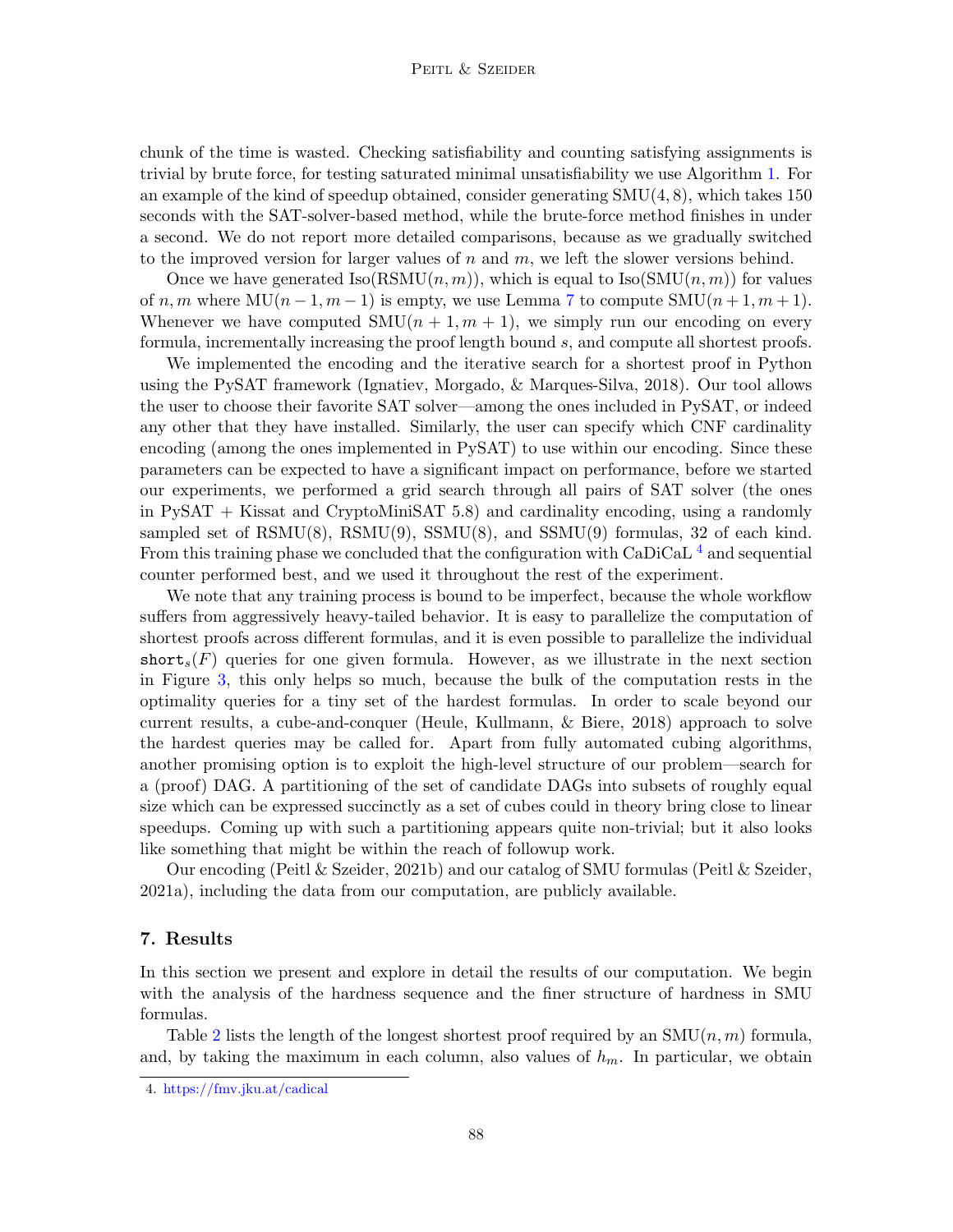chunk of the time is wasted. Checking satisfiability and counting satisfying assignments is trivial by brute force, for testing saturated minimal unsatisfiability we use Algorithm 1. For an example of the kind of speedup obtained, consider generating $\mathrm{SMU}(4, 8)$, which takes 150 seconds with the SAT-solver-based method, while the brute-force method finishes in under a second. We do not report more detailed comparisons, because as we gradually switched to the improved version for larger values of $n$ and $m$, we left the slower versions behind.

Once we have generated $\mathrm{Iso}(\mathrm{RSMU}(n, m))$, which is equal to $\mathrm{Iso}(\mathrm{SMU}(n, m))$ for values of $n, m$ where $\mathrm{MU}(n - 1, m - 1)$ is empty, we use Lemma 7 to compute $\mathrm{SMU}(n + 1, m + 1)$. Whenever we have computed $\mathrm{SMU}(n + 1, m + 1)$, we simply run our encoding on every formula, incrementally increasing the proof length bound $s$, and compute all shortest proofs.

We implemented the encoding and the iterative search for a shortest proof in Python using the PySAT framework (Ignatiev, Morgado, & Marques-Silva, 2018). Our tool allows the user to choose their favorite SAT solver—among the ones included in PySAT, or indeed any other that they have installed. Similarly, the user can specify which CNF cardinality encoding (among the ones implemented in PySAT) to use within our encoding. Since these parameters can be expected to have a significant impact on performance, before we started our experiments, we performed a grid search through all pairs of SAT solver (the ones in PySAT + Kissat and CryptoMiniSAT 5.8) and cardinality encoding, using a randomly sampled set of RSMU(8), RSMU(9), SSMU(8), and SSMU(9) formulas, 32 of each kind. From this training phase we concluded that the configuration with CaDiCaL [4] and sequential counter performed best, and we used it throughout the rest of the experiment.

We note that any training process is bound to be imperfect, because the whole workflow suffers from aggressively heavy-tailed behavior. It is easy to parallelize the computation of shortest proofs across different formulas, and it is even possible to parallelize the individual $\mathtt{short}_s(F)$ queries for one given formula. However, as we illustrate in the next section in Figure 3, this only helps so much, because the bulk of the computation rests in the optimality queries for a tiny set of the hardest formulas. In order to scale beyond our current results, a cube-and-conquer (Heule, Kullmann, & Biere, 2018) approach to solve the hardest queries may be called for. Apart from fully automated cubing algorithms, another promising option is to exploit the high-level structure of our problem—search for a (proof) DAG. A partitioning of the set of candidate DAGs into subsets of roughly equal size which can be expressed succinctly as a set of cubes could in theory bring close to linear speedups. Coming up with such a partitioning appears quite non-trivial; but it also looks like something that might be within the reach of followup work.

Our encoding (Peitl & Szeider, 2021b) and our catalog of SMU formulas (Peitl & Szeider, 2021a), including the data from our computation, are publicly available.

## 7. Results

In this section we present and explore in detail the results of our computation. We begin with the analysis of the hardness sequence and the finer structure of hardness in SMU formulas.

Table 2 lists the length of the longest shortest proof required by an $\mathrm{SMU}(n, m)$ formula, and, by taking the maximum in each column, also values of $h_m$. In particular, we obtain

4. https://fmv.jku.at/cadical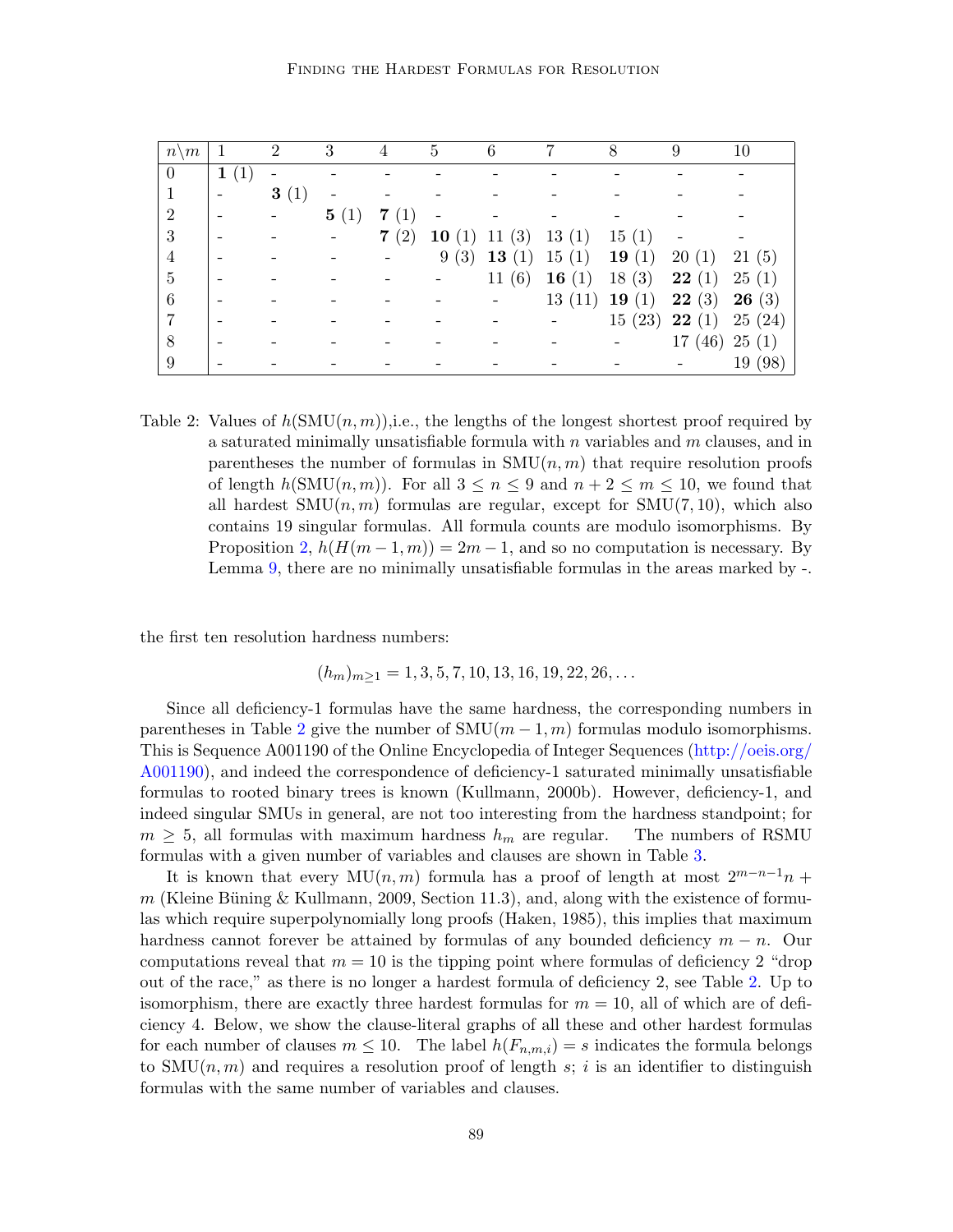| $n\backslash m$ | 1 | 2 | 3 | 4 | 5 | 6 | 7 | 8 | 9 | 10 |
|---|---|---|---|---|---|---|---|---|---|---|
| 0 | **1** (1) | - | - | - | - | - | - | - | - | - |
| 1 | - | **3** (1) | - | - | - | - | - | - | - | - |
| 2 | - | - | **5** (1) | **7** (1) | - | - | - | - | - | - |
| 3 | - | - | - | **7** (2) | **10** (1) | 11 (3) | 13 (1) | 15 (1) | - | - |
| 4 | - | - | - | - | 9 (3) | **13** (1) | 15 (1) | **19** (1) | 20 (1) | 21 (5) |
| 5 | - | - | - | - | - | 11 (6) | **16** (1) | 18 (3) | **22** (1) | 25 (1) |
| 6 | - | - | - | - | - | - | 13 (11) | **19** (1) | **22** (3) | **26** (3) |
| 7 | - | - | - | - | - | - | - | 15 (23) | **22** (1) | 25 (24) |
| 8 | - | - | - | - | - | - | - | - | 17 (46) | 25 (1) |
| 9 | - | - | - | - | - | - | - | - | - | 19 (98) |

Table 2: Values of $h(\text{SMU}(n, m))$,i.e., the lengths of the longest shortest proof required by a saturated minimally unsatisfiable formula with $n$ variables and $m$ clauses, and in parentheses the number of formulas in $\text{SMU}(n, m)$ that require resolution proofs of length $h(\text{SMU}(n, m))$. For all $3 \leq n \leq 9$ and $n + 2 \leq m \leq 10$, we found that all hardest $\text{SMU}(n, m)$ formulas are regular, except for $\text{SMU}(7, 10)$, which also contains 19 singular formulas. All formula counts are modulo isomorphisms. By Proposition 2, $h(H(m - 1, m)) = 2m - 1$, and so no computation is necessary. By Lemma 9, there are no minimally unsatisfiable formulas in the areas marked by -.

the first ten resolution hardness numbers:

$$(h_m)_{m\geq 1} = 1, 3, 5, 7, 10, 13, 16, 19, 22, 26, \ldots$$

Since all deficiency-1 formulas have the same hardness, the corresponding numbers in parentheses in Table 2 give the number of $\text{SMU}(m - 1, m)$ formulas modulo isomorphisms. This is Sequence A001190 of the Online Encyclopedia of Integer Sequences (http://oeis.org/A001190), and indeed the correspondence of deficiency-1 saturated minimally unsatisfiable formulas to rooted binary trees is known (Kullmann, 2000b). However, deficiency-1, and indeed singular SMUs in general, are not too interesting from the hardness standpoint; for $m \geq 5$, all formulas with maximum hardness $h_m$ are regular. The numbers of RSMU formulas with a given number of variables and clauses are shown in Table 3.

It is known that every $\text{MU}(n, m)$ formula has a proof of length at most $2^{m-n-1}n + m$ (Kleine Büning & Kullmann, 2009, Section 11.3), and, along with the existence of formulas which require superpolynomially long proofs (Haken, 1985), this implies that maximum hardness cannot forever be attained by formulas of any bounded deficiency $m - n$. Our computations reveal that $m = 10$ is the tipping point where formulas of deficiency 2 "drop out of the race," as there is no longer a hardest formula of deficiency 2, see Table 2. Up to isomorphism, there are exactly three hardest formulas for $m = 10$, all of which are of deficiency 4. Below, we show the clause-literal graphs of all these and other hardest formulas for each number of clauses $m \leq 10$. The label $h(F_{n,m,i}) = s$ indicates the formula belongs to $\text{SMU}(n, m)$ and requires a resolution proof of length $s$; $i$ is an identifier to distinguish formulas with the same number of variables and clauses.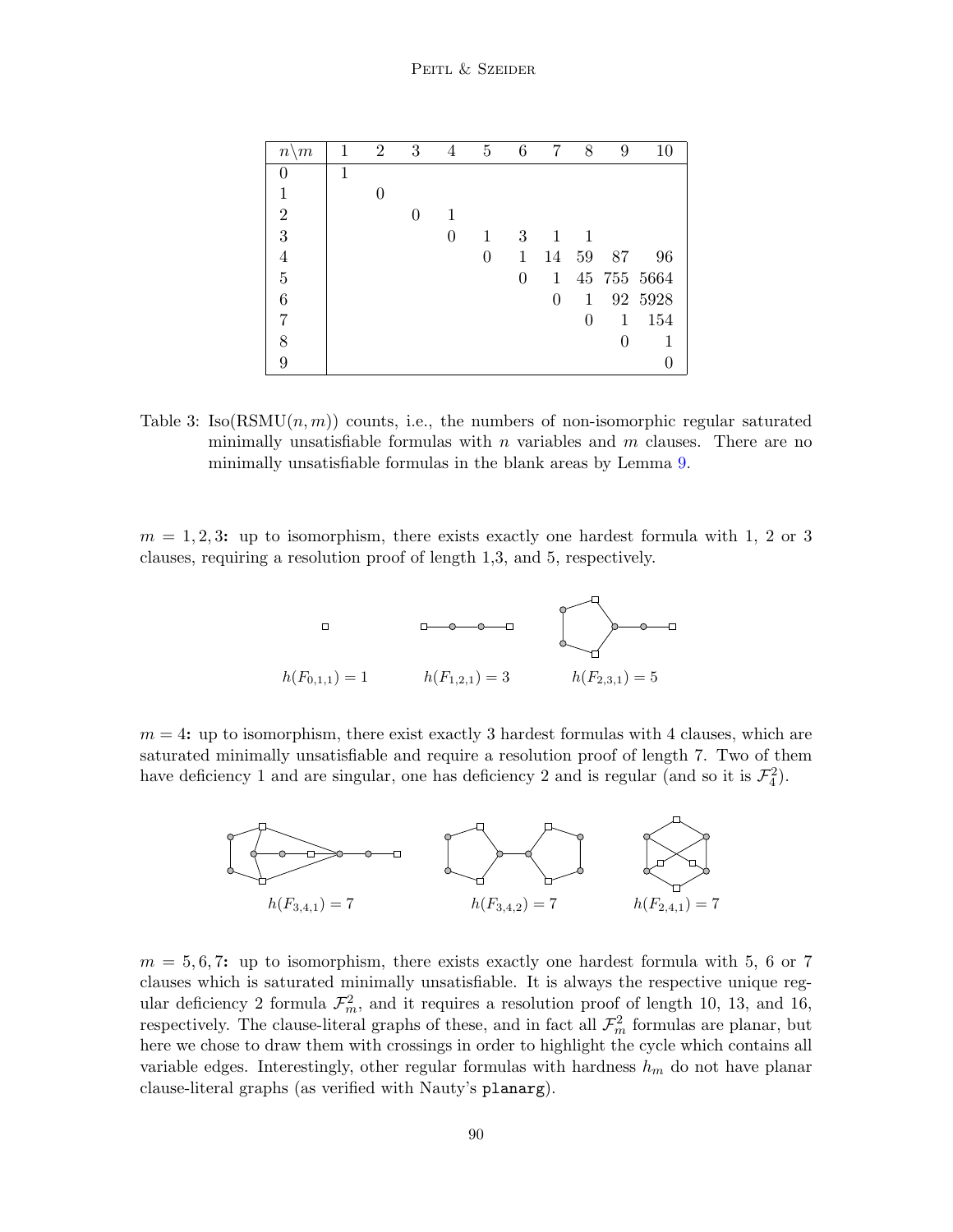| $n \backslash m$ | 1 | 2 | 3 | 4 | 5 | 6 | 7 | 8 | 9 | 10 |
|---|---|---|---|---|---|---|---|---|---|---|
| 0 | 1 | | | | | | | | | |
| 1 | | 0 | | | | | | | | |
| 2 | | | 0 | 1 | | | | | | |
| 3 | | | | 0 | 1 | 3 | 1 | 1 | | |
| 4 | | | | | 0 | 1 | 14 | 59 | 87 | 96 |
| 5 | | | | | | 0 | 1 | 45 | 755 | 5664 |
| 6 | | | | | | | 0 | 1 | 92 | 5928 |
| 7 | | | | | | | | 0 | 1 | 154 |
| 8 | | | | | | | | | 0 | 1 |
| 9 | | | | | | | | | | 0 |

Table 3: Iso(RSMU$(n, m)$) counts, i.e., the numbers of non-isomorphic regular saturated minimally unsatisfiable formulas with $n$ variables and $m$ clauses. There are no minimally unsatisfiable formulas in the blank areas by Lemma 9.

**$m = 1, 2, 3$:** up to isomorphism, there exists exactly one hardest formula with 1, 2 or 3 clauses, requiring a resolution proof of length 1,3, and 5, respectively.

$h(F_{0,1,1}) = 1$ $\qquad$ $h(F_{1,2,1}) = 3$ $\qquad$ $h(F_{2,3,1}) = 5$

**$m = 4$:** up to isomorphism, there exist exactly 3 hardest formulas with 4 clauses, which are saturated minimally unsatisfiable and require a resolution proof of length 7. Two of them have deficiency 1 and are singular, one has deficiency 2 and is regular (and so it is $\mathcal{F}_4^2$).

$h(F_{3,4,1}) = 7$ $\qquad$ $h(F_{3,4,2}) = 7$ $\qquad$ $h(F_{2,4,1}) = 7$

**$m = 5, 6, 7$:** up to isomorphism, there exists exactly one hardest formula with 5, 6 or 7 clauses which is saturated minimally unsatisfiable. It is always the respective unique regular deficiency 2 formula $\mathcal{F}_m^2$, and it requires a resolution proof of length 10, 13, and 16, respectively. The clause-literal graphs of these, and in fact all $\mathcal{F}_m^2$ formulas are planar, but here we chose to draw them with crossings in order to highlight the cycle which contains all variable edges. Interestingly, other regular formulas with hardness $h_m$ do not have planar clause-literal graphs (as verified with Nauty's `planarg`).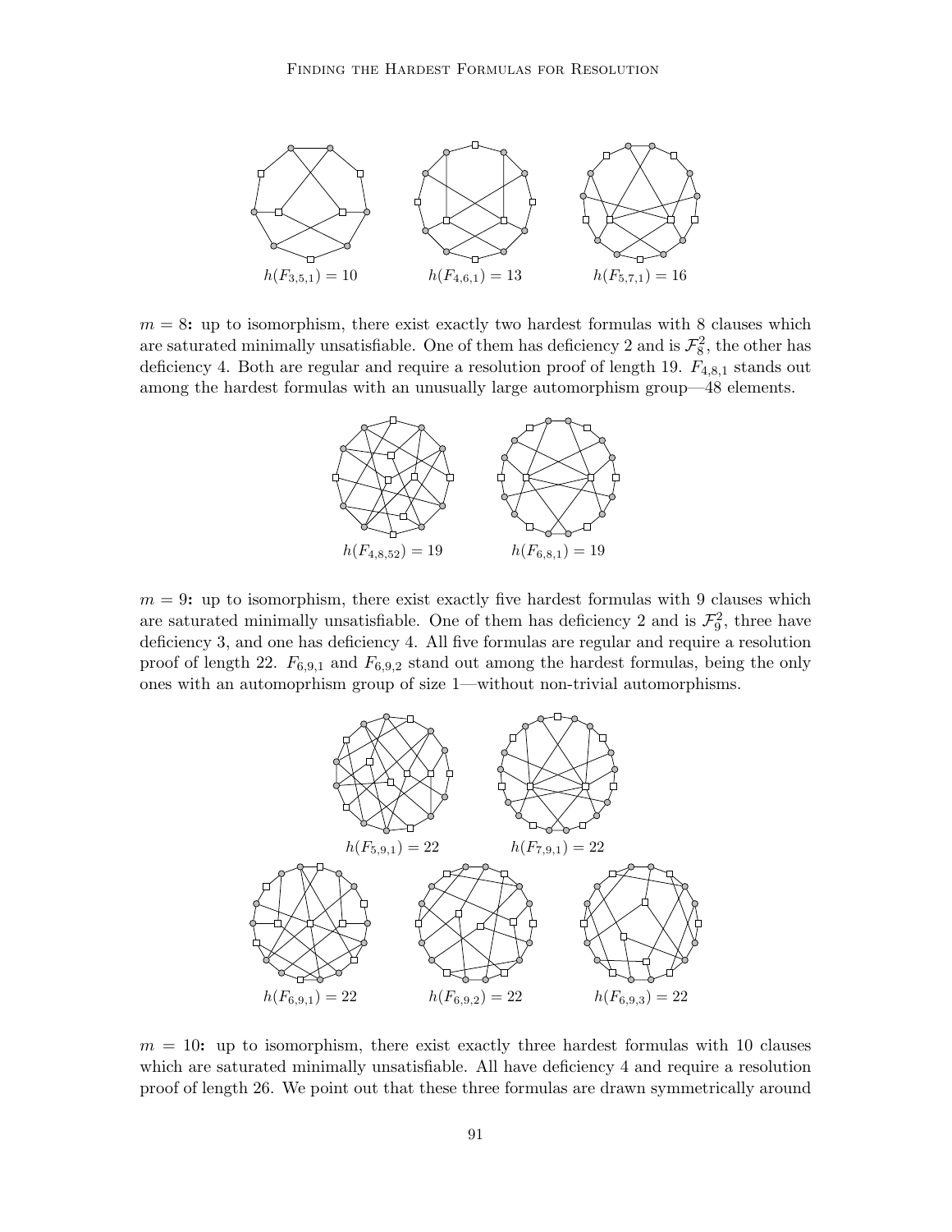$h(F_{3,5,1}) = 10$ $h(F_{4,6,1}) = 13$ $h(F_{5,7,1}) = 16$

**$m = 8$:** up to isomorphism, there exist exactly two hardest formulas with 8 clauses which are saturated minimally unsatisfiable. One of them has deficiency 2 and is $\mathcal{F}_8^2$, the other has deficiency 4. Both are regular and require a resolution proof of length 19. $F_{4,8,1}$ stands out among the hardest formulas with an unusually large automorphism group—48 elements.

$h(F_{4,8,52}) = 19$ $h(F_{6,8,1}) = 19$

**$m = 9$:** up to isomorphism, there exist exactly five hardest formulas with 9 clauses which are saturated minimally unsatisfiable. One of them has deficiency 2 and is $\mathcal{F}_9^2$, three have deficiency 3, and one has deficiency 4. All five formulas are regular and require a resolution proof of length 22. $F_{6,9,1}$ and $F_{6,9,2}$ stand out among the hardest formulas, being the only ones with an automoprhism group of size 1—without non-trivial automorphisms.

$h(F_{5,9,1}) = 22$ $h(F_{7,9,1}) = 22$

$h(F_{6,9,1}) = 22$ $h(F_{6,9,2}) = 22$ $h(F_{6,9,3}) = 22$

**$m = 10$:** up to isomorphism, there exist exactly three hardest formulas with 10 clauses which are saturated minimally unsatisfiable. All have deficiency 4 and require a resolution proof of length 26. We point out that these three formulas are drawn symmetrically around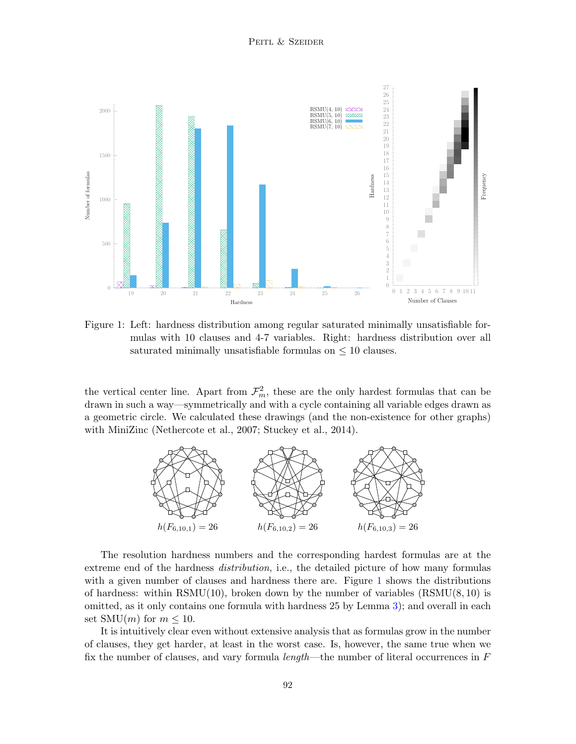Figure 1: Left: hardness distribution among regular saturated minimally unsatisfiable formulas with 10 clauses and 4-7 variables. Right: hardness distribution over all saturated minimally unsatisfiable formulas on $\leq 10$ clauses.

the vertical center line. Apart from $\mathcal{F}_m^2$, these are the only hardest formulas that can be drawn in such a way—symmetrically and with a cycle containing all variable edges drawn as a geometric circle. We calculated these drawings (and the non-existence for other graphs) with MiniZinc (Nethercote et al., 2007; Stuckey et al., 2014).

$h(F_{6,10,1}) = 26$ $h(F_{6,10,2}) = 26$ $h(F_{6,10,3}) = 26$

The resolution hardness numbers and the corresponding hardest formulas are at the extreme end of the hardness *distribution*, i.e., the detailed picture of how many formulas with a given number of clauses and hardness there are. Figure 1 shows the distributions of hardness: within RSMU(10), broken down by the number of variables (RSMU(8, 10) is omitted, as it only contains one formula with hardness 25 by Lemma 3); and overall in each set SMU($m$) for $m \leq 10$.

It is intuitively clear even without extensive analysis that as formulas grow in the number of clauses, they get harder, at least in the worst case. Is, however, the same true when we fix the number of clauses, and vary formula *length*—the number of literal occurrences in $F$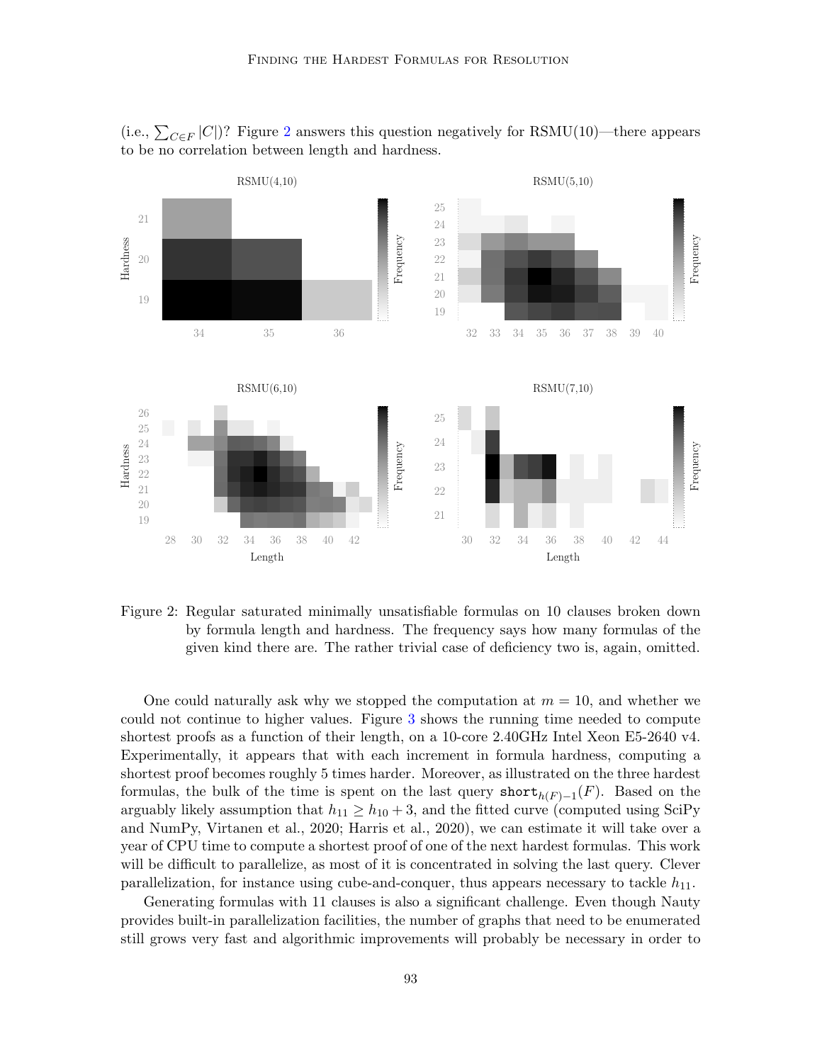(i.e., $\sum_{C \in F} |C|$)? Figure 2 answers this question negatively for RSMU(10)—there appears to be no correlation between length and hardness.

RSMU(4,10)

Hardness

21

20

19

34 35 36

Frequency

RSMU(5,10)

25
24
23
22
21
20
19

32 33 34 35 36 37 38 39 40

Frequency

RSMU(6,10)

Hardness

26
25
24
23
22
21
20
19

28 30 32 34 36 38 40 42

Length

Frequency

RSMU(7,10)

25

24

23

22

21

30 32 34 36 38 40 42 44

Length

Frequency

Figure 2: Regular saturated minimally unsatisfiable formulas on 10 clauses broken down by formula length and hardness. The frequency says how many formulas of the given kind there are. The rather trivial case of deficiency two is, again, omitted.

One could naturally ask why we stopped the computation at $m = 10$, and whether we could not continue to higher values. Figure 3 shows the running time needed to compute shortest proofs as a function of their length, on a 10-core 2.40GHz Intel Xeon E5-2640 v4. Experimentally, it appears that with each increment in formula hardness, computing a shortest proof becomes roughly 5 times harder. Moreover, as illustrated on the three hardest formulas, the bulk of the time is spent on the last query $\texttt{short}_{h(F)-1}(F)$. Based on the arguably likely assumption that $h_{11} \geq h_{10} + 3$, and the fitted curve (computed using SciPy and NumPy, Virtanen et al., 2020; Harris et al., 2020), we can estimate it will take over a year of CPU time to compute a shortest proof of one of the next hardest formulas. This work will be difficult to parallelize, as most of it is concentrated in solving the last query. Clever parallelization, for instance using cube-and-conquer, thus appears necessary to tackle $h_{11}$.

Generating formulas with 11 clauses is also a significant challenge. Even though Nauty provides built-in parallelization facilities, the number of graphs that need to be enumerated still grows very fast and algorithmic improvements will probably be necessary in order to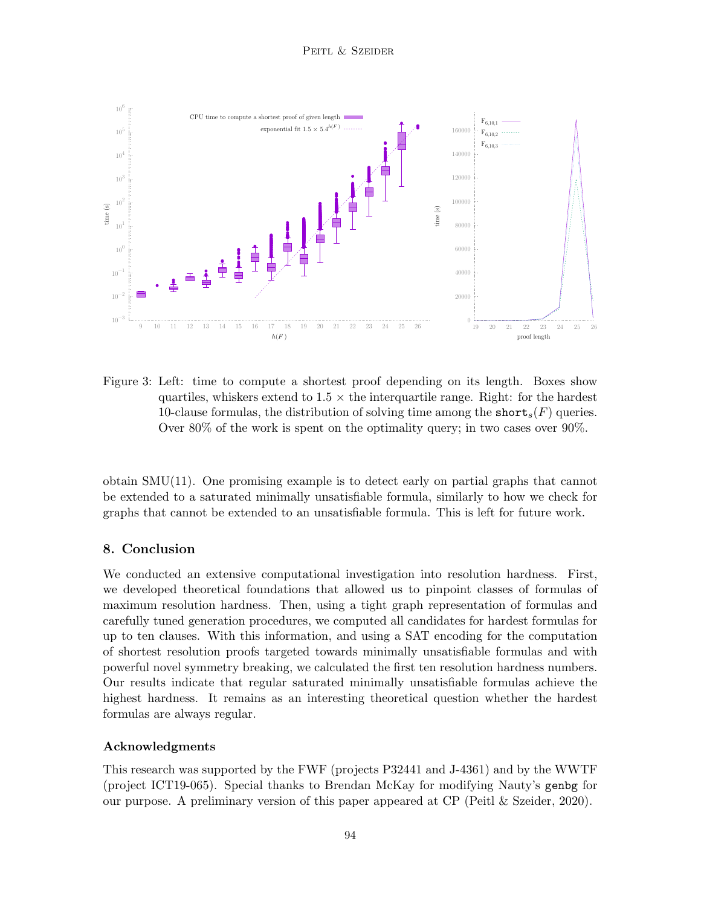CPU time to compute a shortest proof of given length

exponential fit $1.5 \times 5.4^{h(F)}$

time (s)

$10^{-3}$ $10^{-2}$ $10^{-1}$ $10^{0}$ $10^{1}$ $10^{2}$ $10^{3}$ $10^{4}$ $10^{5}$ $10^{6}$

9 10 11 12 13 14 15 16 17 18 19 20 21 22 23 24 25 26

$h(F)$

$F_{6,10,1}$

$F_{6,10,2}$

$F_{6,10,3}$

time (s)

0 20000 40000 60000 80000 100000 120000 140000 160000

19 20 21 22 23 24 25 26

proof length

Figure 3: Left: time to compute a shortest proof depending on its length. Boxes show quartiles, whiskers extend to $1.5 \times$ the interquartile range. Right: for the hardest 10-clause formulas, the distribution of solving time among the $\texttt{short}_s(F)$ queries. Over 80% of the work is spent on the optimality query; in two cases over 90%.

obtain SMU(11). One promising example is to detect early on partial graphs that cannot be extended to a saturated minimally unsatisfiable formula, similarly to how we check for graphs that cannot be extended to an unsatisfiable formula. This is left for future work.

## 8. Conclusion

We conducted an extensive computational investigation into resolution hardness. First, we developed theoretical foundations that allowed us to pinpoint classes of formulas of maximum resolution hardness. Then, using a tight graph representation of formulas and carefully tuned generation procedures, we computed all candidates for hardest formulas for up to ten clauses. With this information, and using a SAT encoding for the computation of shortest resolution proofs targeted towards minimally unsatisfiable formulas and with powerful novel symmetry breaking, we calculated the first ten resolution hardness numbers. Our results indicate that regular saturated minimally unsatisfiable formulas achieve the highest hardness. It remains as an interesting theoretical question whether the hardest formulas are always regular.

### Acknowledgments

This research was supported by the FWF (projects P32441 and J-4361) and by the WWTF (project ICT19-065). Special thanks to Brendan McKay for modifying Nauty's `genbg` for our purpose. A preliminary version of this paper appeared at CP (Peitl & Szeider, 2020).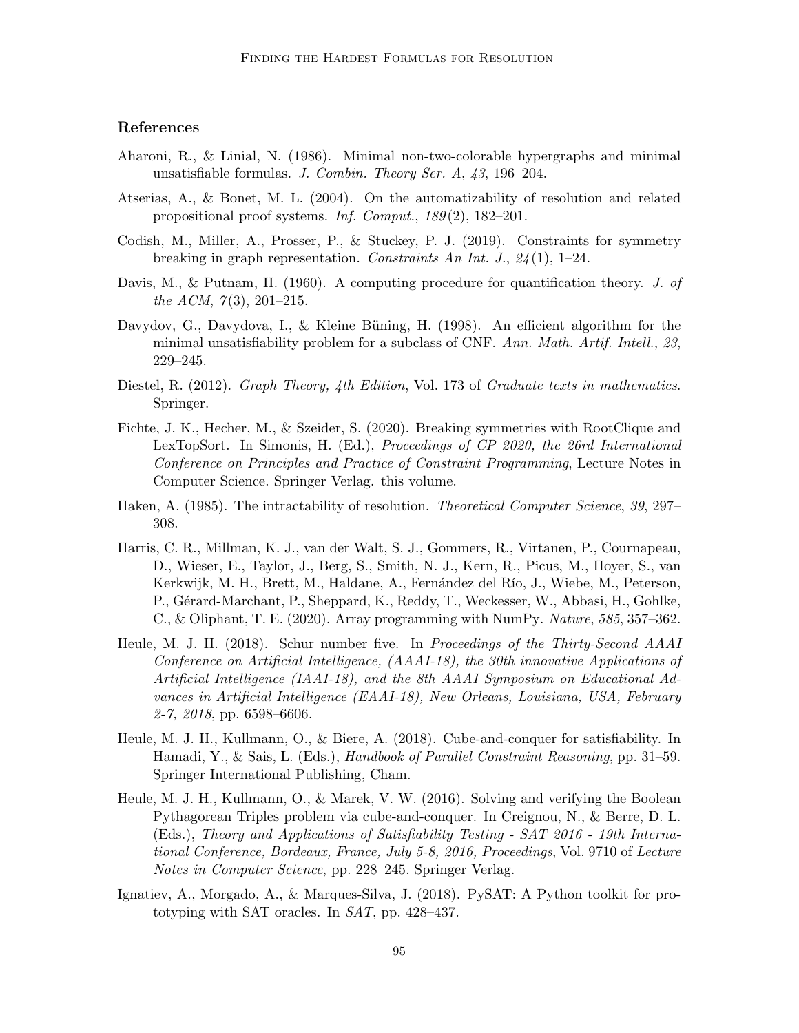## References

Aharoni, R., & Linial, N. (1986). Minimal non-two-colorable hypergraphs and minimal unsatisfiable formulas. *J. Combin. Theory Ser. A*, *43*, 196–204.

Atserias, A., & Bonet, M. L. (2004). On the automatizability of resolution and related propositional proof systems. *Inf. Comput.*, *189*(2), 182–201.

Codish, M., Miller, A., Prosser, P., & Stuckey, P. J. (2019). Constraints for symmetry breaking in graph representation. *Constraints An Int. J.*, *24*(1), 1–24.

Davis, M., & Putnam, H. (1960). A computing procedure for quantification theory. *J. of the ACM*, *7*(3), 201–215.

Davydov, G., Davydova, I., & Kleine Büning, H. (1998). An efficient algorithm for the minimal unsatisfiability problem for a subclass of CNF. *Ann. Math. Artif. Intell.*, *23*, 229–245.

Diestel, R. (2012). *Graph Theory, 4th Edition*, Vol. 173 of *Graduate texts in mathematics*. Springer.

Fichte, J. K., Hecher, M., & Szeider, S. (2020). Breaking symmetries with RootClique and LexTopSort. In Simonis, H. (Ed.), *Proceedings of CP 2020, the 26rd International Conference on Principles and Practice of Constraint Programming*, Lecture Notes in Computer Science. Springer Verlag. this volume.

Haken, A. (1985). The intractability of resolution. *Theoretical Computer Science*, *39*, 297–308.

Harris, C. R., Millman, K. J., van der Walt, S. J., Gommers, R., Virtanen, P., Cournapeau, D., Wieser, E., Taylor, J., Berg, S., Smith, N. J., Kern, R., Picus, M., Hoyer, S., van Kerkwijk, M. H., Brett, M., Haldane, A., Fernández del Río, J., Wiebe, M., Peterson, P., Gérard-Marchant, P., Sheppard, K., Reddy, T., Weckesser, W., Abbasi, H., Gohlke, C., & Oliphant, T. E. (2020). Array programming with NumPy. *Nature*, *585*, 357–362.

Heule, M. J. H. (2018). Schur number five. In *Proceedings of the Thirty-Second AAAI Conference on Artificial Intelligence, (AAAI-18), the 30th innovative Applications of Artificial Intelligence (IAAI-18), and the 8th AAAI Symposium on Educational Advances in Artificial Intelligence (EAAI-18), New Orleans, Louisiana, USA, February 2-7, 2018*, pp. 6598–6606.

Heule, M. J. H., Kullmann, O., & Biere, A. (2018). Cube-and-conquer for satisfiability. In Hamadi, Y., & Sais, L. (Eds.), *Handbook of Parallel Constraint Reasoning*, pp. 31–59. Springer International Publishing, Cham.

Heule, M. J. H., Kullmann, O., & Marek, V. W. (2016). Solving and verifying the Boolean Pythagorean Triples problem via cube-and-conquer. In Creignou, N., & Berre, D. L. (Eds.), *Theory and Applications of Satisfiability Testing - SAT 2016 - 19th International Conference, Bordeaux, France, July 5-8, 2016, Proceedings*, Vol. 9710 of *Lecture Notes in Computer Science*, pp. 228–245. Springer Verlag.

Ignatiev, A., Morgado, A., & Marques-Silva, J. (2018). PySAT: A Python toolkit for prototyping with SAT oracles. In *SAT*, pp. 428–437.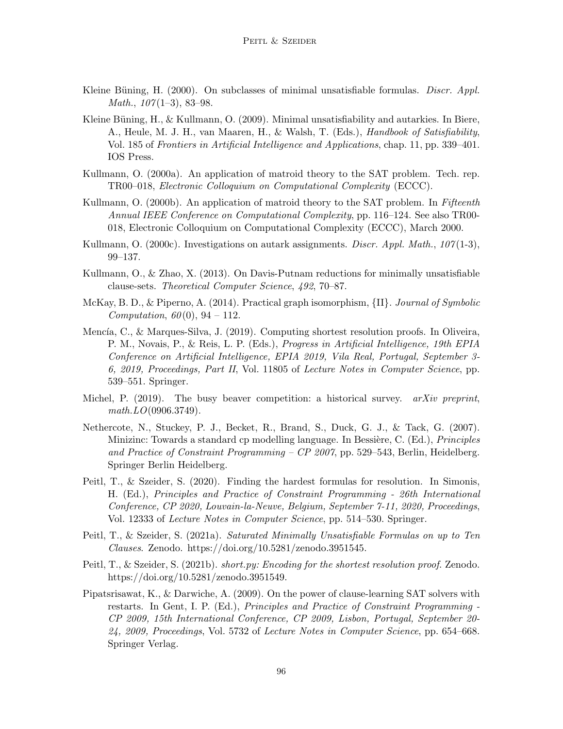Kleine Büning, H. (2000). On subclasses of minimal unsatisfiable formulas. *Discr. Appl. Math.*, *107*(1–3), 83–98.

Kleine Büning, H., & Kullmann, O. (2009). Minimal unsatisfiability and autarkies. In Biere, A., Heule, M. J. H., van Maaren, H., & Walsh, T. (Eds.), *Handbook of Satisfiability*, Vol. 185 of *Frontiers in Artificial Intelligence and Applications*, chap. 11, pp. 339–401. IOS Press.

Kullmann, O. (2000a). An application of matroid theory to the SAT problem. Tech. rep. TR00–018, *Electronic Colloquium on Computational Complexity* (ECCC).

Kullmann, O. (2000b). An application of matroid theory to the SAT problem. In *Fifteenth Annual IEEE Conference on Computational Complexity*, pp. 116–124. See also TR00-018, Electronic Colloquium on Computational Complexity (ECCC), March 2000.

Kullmann, O. (2000c). Investigations on autark assignments. *Discr. Appl. Math.*, *107*(1-3), 99–137.

Kullmann, O., & Zhao, X. (2013). On Davis-Putnam reductions for minimally unsatisfiable clause-sets. *Theoretical Computer Science*, *492*, 70–87.

McKay, B. D., & Piperno, A. (2014). Practical graph isomorphism, {II}. *Journal of Symbolic Computation*, *60*(0), 94 – 112.

Mencía, C., & Marques-Silva, J. (2019). Computing shortest resolution proofs. In Oliveira, P. M., Novais, P., & Reis, L. P. (Eds.), *Progress in Artificial Intelligence, 19th EPIA Conference on Artificial Intelligence, EPIA 2019, Vila Real, Portugal, September 3-6, 2019, Proceedings, Part II*, Vol. 11805 of *Lecture Notes in Computer Science*, pp. 539–551. Springer.

Michel, P. (2019). The busy beaver competition: a historical survey. *arXiv preprint*, *math.LO*(0906.3749).

Nethercote, N., Stuckey, P. J., Becket, R., Brand, S., Duck, G. J., & Tack, G. (2007). Minizinc: Towards a standard cp modelling language. In Bessière, C. (Ed.), *Principles and Practice of Constraint Programming – CP 2007*, pp. 529–543, Berlin, Heidelberg. Springer Berlin Heidelberg.

Peitl, T., & Szeider, S. (2020). Finding the hardest formulas for resolution. In Simonis, H. (Ed.), *Principles and Practice of Constraint Programming - 26th International Conference, CP 2020, Louvain-la-Neuve, Belgium, September 7-11, 2020, Proceedings*, Vol. 12333 of *Lecture Notes in Computer Science*, pp. 514–530. Springer.

Peitl, T., & Szeider, S. (2021a). *Saturated Minimally Unsatisfiable Formulas on up to Ten Clauses*. Zenodo. https://doi.org/10.5281/zenodo.3951545.

Peitl, T., & Szeider, S. (2021b). *short.py: Encoding for the shortest resolution proof*. Zenodo. https://doi.org/10.5281/zenodo.3951549.

Pipatsrisawat, K., & Darwiche, A. (2009). On the power of clause-learning SAT solvers with restarts. In Gent, I. P. (Ed.), *Principles and Practice of Constraint Programming - CP 2009, 15th International Conference, CP 2009, Lisbon, Portugal, September 20-24, 2009, Proceedings*, Vol. 5732 of *Lecture Notes in Computer Science*, pp. 654–668. Springer Verlag.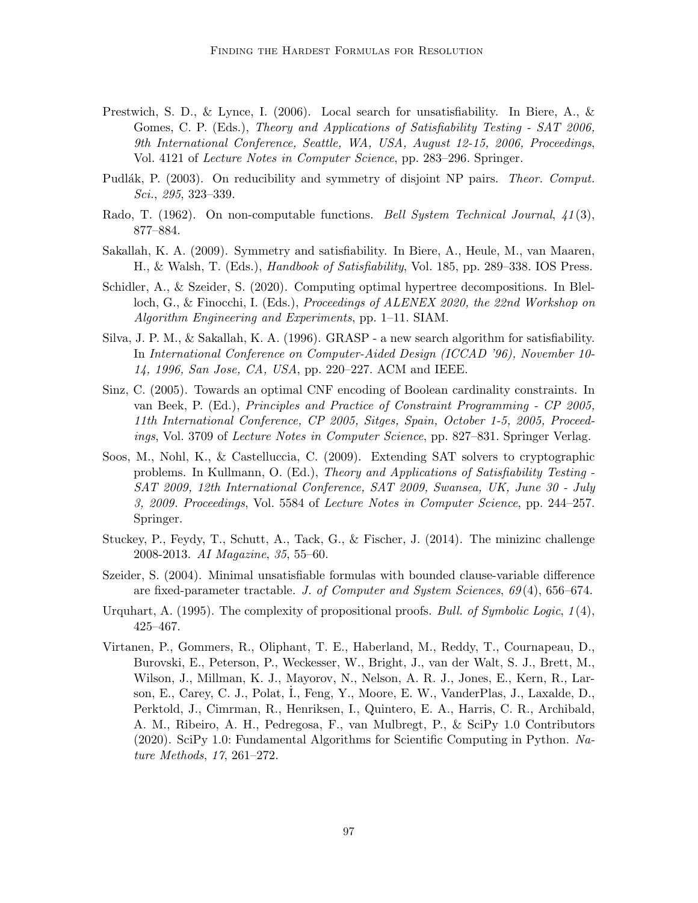Prestwich, S. D., & Lynce, I. (2006). Local search for unsatisfiability. In Biere, A., & Gomes, C. P. (Eds.), *Theory and Applications of Satisfiability Testing - SAT 2006, 9th International Conference, Seattle, WA, USA, August 12-15, 2006, Proceedings*, Vol. 4121 of *Lecture Notes in Computer Science*, pp. 283–296. Springer.

Pudlák, P. (2003). On reducibility and symmetry of disjoint NP pairs. *Theor. Comput. Sci.*, *295*, 323–339.

Rado, T. (1962). On non-computable functions. *Bell System Technical Journal*, *41*(3), 877–884.

Sakallah, K. A. (2009). Symmetry and satisfiability. In Biere, A., Heule, M., van Maaren, H., & Walsh, T. (Eds.), *Handbook of Satisfiability*, Vol. 185, pp. 289–338. IOS Press.

Schidler, A., & Szeider, S. (2020). Computing optimal hypertree decompositions. In Blelloch, G., & Finocchi, I. (Eds.), *Proceedings of ALENEX 2020, the 22nd Workshop on Algorithm Engineering and Experiments*, pp. 1–11. SIAM.

Silva, J. P. M., & Sakallah, K. A. (1996). GRASP - a new search algorithm for satisfiability. In *International Conference on Computer-Aided Design (ICCAD '96), November 10-14, 1996, San Jose, CA, USA*, pp. 220–227. ACM and IEEE.

Sinz, C. (2005). Towards an optimal CNF encoding of Boolean cardinality constraints. In van Beek, P. (Ed.), *Principles and Practice of Constraint Programming - CP 2005, 11th International Conference, CP 2005, Sitges, Spain, October 1-5, 2005, Proceedings*, Vol. 3709 of *Lecture Notes in Computer Science*, pp. 827–831. Springer Verlag.

Soos, M., Nohl, K., & Castelluccia, C. (2009). Extending SAT solvers to cryptographic problems. In Kullmann, O. (Ed.), *Theory and Applications of Satisfiability Testing - SAT 2009, 12th International Conference, SAT 2009, Swansea, UK, June 30 - July 3, 2009. Proceedings*, Vol. 5584 of *Lecture Notes in Computer Science*, pp. 244–257. Springer.

Stuckey, P., Feydy, T., Schutt, A., Tack, G., & Fischer, J. (2014). The minizinc challenge 2008-2013. *AI Magazine*, *35*, 55–60.

Szeider, S. (2004). Minimal unsatisfiable formulas with bounded clause-variable difference are fixed-parameter tractable. *J. of Computer and System Sciences*, *69*(4), 656–674.

Urquhart, A. (1995). The complexity of propositional proofs. *Bull. of Symbolic Logic*, *1*(4), 425–467.

Virtanen, P., Gommers, R., Oliphant, T. E., Haberland, M., Reddy, T., Cournapeau, D., Burovski, E., Peterson, P., Weckesser, W., Bright, J., van der Walt, S. J., Brett, M., Wilson, J., Millman, K. J., Mayorov, N., Nelson, A. R. J., Jones, E., Kern, R., Larson, E., Carey, C. J., Polat, İ., Feng, Y., Moore, E. W., VanderPlas, J., Laxalde, D., Perktold, J., Cimrman, R., Henriksen, I., Quintero, E. A., Harris, C. R., Archibald, A. M., Ribeiro, A. H., Pedregosa, F., van Mulbregt, P., & SciPy 1.0 Contributors (2020). SciPy 1.0: Fundamental Algorithms for Scientific Computing in Python. *Nature Methods*, *17*, 261–272.